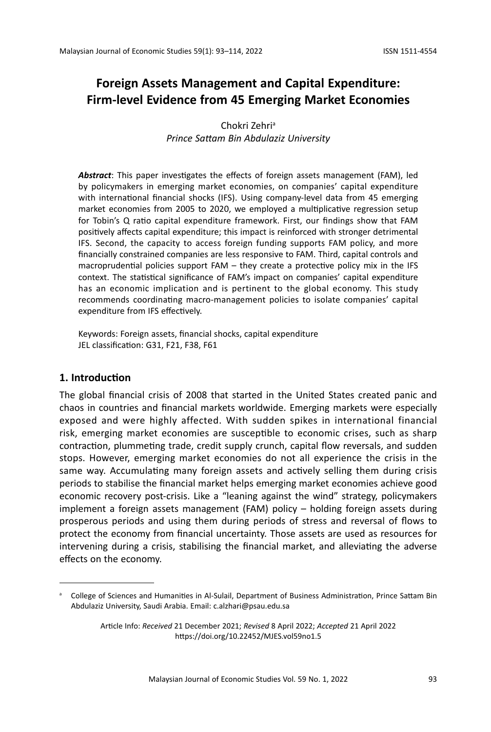# Foreign Assets Management and Capital Expenditure: Firm-level Evidence from 45 Emerging Market Economies

Chokri Zehri[a]
*Prince Sattam Bin Abdulaziz University*

***Abstract***: This paper investigates the effects of foreign assets management (FAM), led by policymakers in emerging market economies, on companies' capital expenditure with international financial shocks (IFS). Using company-level data from 45 emerging market economies from 2005 to 2020, we employed a multiplicative regression setup for Tobin's Q ratio capital expenditure framework. First, our findings show that FAM positively affects capital expenditure; this impact is reinforced with stronger detrimental IFS. Second, the capacity to access foreign funding supports FAM policy, and more financially constrained companies are less responsive to FAM. Third, capital controls and macroprudential policies support FAM – they create a protective policy mix in the IFS context. The statistical significance of FAM's impact on companies' capital expenditure has an economic implication and is pertinent to the global economy. This study recommends coordinating macro-management policies to isolate companies' capital expenditure from IFS effectively.

Keywords: Foreign assets, financial shocks, capital expenditure
JEL classification: G31, F21, F38, F61

## 1. Introduction

The global financial crisis of 2008 that started in the United States created panic and chaos in countries and financial markets worldwide. Emerging markets were especially exposed and were highly affected. With sudden spikes in international financial risk, emerging market economies are susceptible to economic crises, such as sharp contraction, plummeting trade, credit supply crunch, capital flow reversals, and sudden stops. However, emerging market economies do not all experience the crisis in the same way. Accumulating many foreign assets and actively selling them during crisis periods to stabilise the financial market helps emerging market economies achieve good economic recovery post-crisis. Like a "leaning against the wind" strategy, policymakers implement a foreign assets management (FAM) policy – holding foreign assets during prosperous periods and using them during periods of stress and reversal of flows to protect the economy from financial uncertainty. Those assets are used as resources for intervening during a crisis, stabilising the financial market, and alleviating the adverse effects on the economy.

---

[a] College of Sciences and Humanities in Al-Sulail, Department of Business Administration, Prince Sattam Bin Abdulaziz University, Saudi Arabia. Email: c.alzhari@psau.edu.sa

Article Info: *Received* 21 December 2021; *Revised* 8 April 2022; *Accepted* 21 April 2022
https://doi.org/10.22452/MJES.vol59no1.5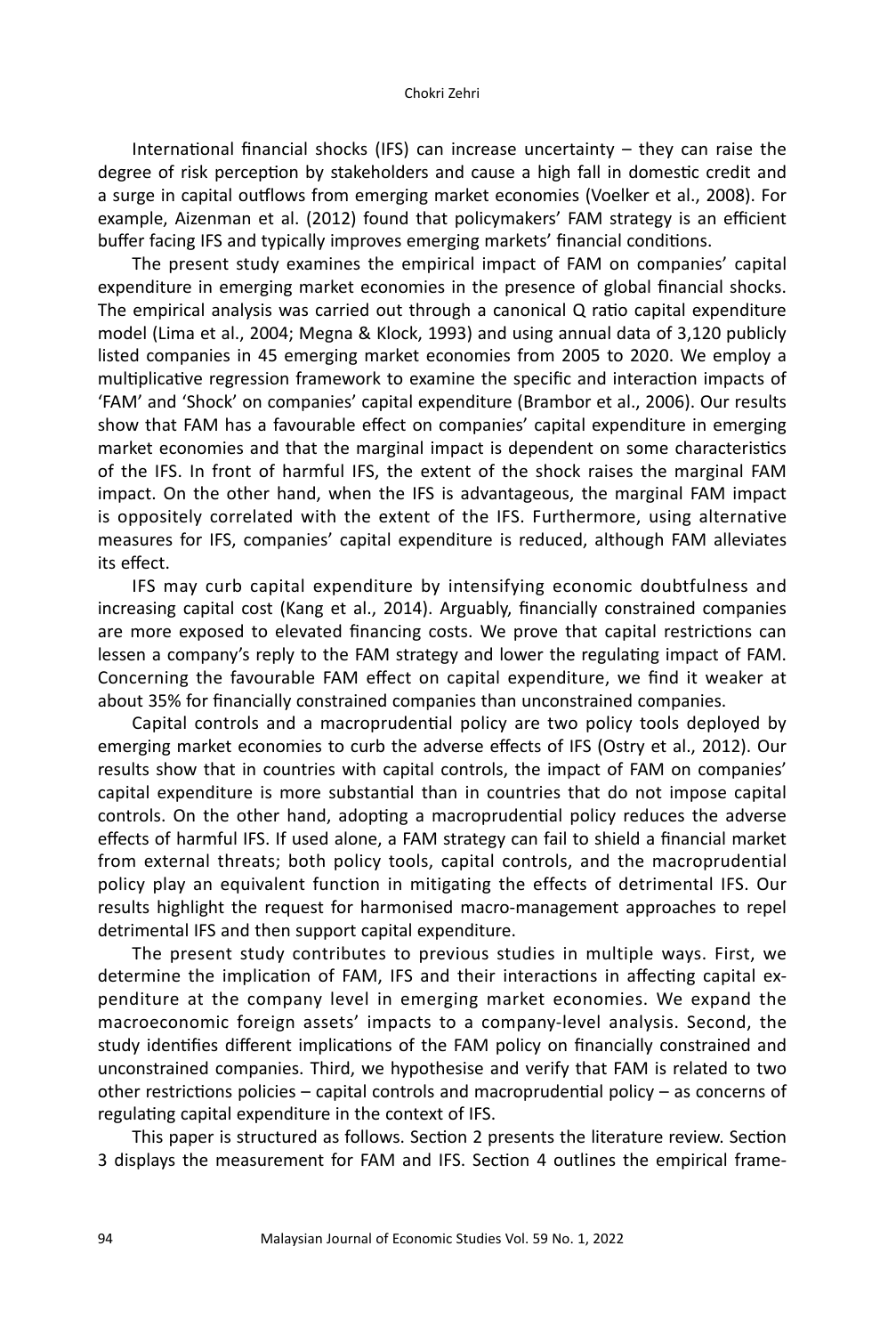International financial shocks (IFS) can increase uncertainty – they can raise the degree of risk perception by stakeholders and cause a high fall in domestic credit and a surge in capital outflows from emerging market economies (Voelker et al., 2008). For example, Aizenman et al. (2012) found that policymakers' FAM strategy is an efficient buffer facing IFS and typically improves emerging markets' financial conditions.

The present study examines the empirical impact of FAM on companies' capital expenditure in emerging market economies in the presence of global financial shocks. The empirical analysis was carried out through a canonical Q ratio capital expenditure model (Lima et al., 2004; Megna & Klock, 1993) and using annual data of 3,120 publicly listed companies in 45 emerging market economies from 2005 to 2020. We employ a multiplicative regression framework to examine the specific and interaction impacts of 'FAM' and 'Shock' on companies' capital expenditure (Brambor et al., 2006). Our results show that FAM has a favourable effect on companies' capital expenditure in emerging market economies and that the marginal impact is dependent on some characteristics of the IFS. In front of harmful IFS, the extent of the shock raises the marginal FAM impact. On the other hand, when the IFS is advantageous, the marginal FAM impact is oppositely correlated with the extent of the IFS. Furthermore, using alternative measures for IFS, companies' capital expenditure is reduced, although FAM alleviates its effect.

IFS may curb capital expenditure by intensifying economic doubtfulness and increasing capital cost (Kang et al., 2014). Arguably, financially constrained companies are more exposed to elevated financing costs. We prove that capital restrictions can lessen a company's reply to the FAM strategy and lower the regulating impact of FAM. Concerning the favourable FAM effect on capital expenditure, we find it weaker at about 35% for financially constrained companies than unconstrained companies.

Capital controls and a macroprudential policy are two policy tools deployed by emerging market economies to curb the adverse effects of IFS (Ostry et al., 2012). Our results show that in countries with capital controls, the impact of FAM on companies' capital expenditure is more substantial than in countries that do not impose capital controls. On the other hand, adopting a macroprudential policy reduces the adverse effects of harmful IFS. If used alone, a FAM strategy can fail to shield a financial market from external threats; both policy tools, capital controls, and the macroprudential policy play an equivalent function in mitigating the effects of detrimental IFS. Our results highlight the request for harmonised macro-management approaches to repel detrimental IFS and then support capital expenditure.

The present study contributes to previous studies in multiple ways. First, we determine the implication of FAM, IFS and their interactions in affecting capital expenditure at the company level in emerging market economies. We expand the macroeconomic foreign assets' impacts to a company-level analysis. Second, the study identifies different implications of the FAM policy on financially constrained and unconstrained companies. Third, we hypothesise and verify that FAM is related to two other restrictions policies – capital controls and macroprudential policy – as concerns of regulating capital expenditure in the context of IFS.

This paper is structured as follows. Section 2 presents the literature review. Section 3 displays the measurement for FAM and IFS. Section 4 outlines the empirical frame-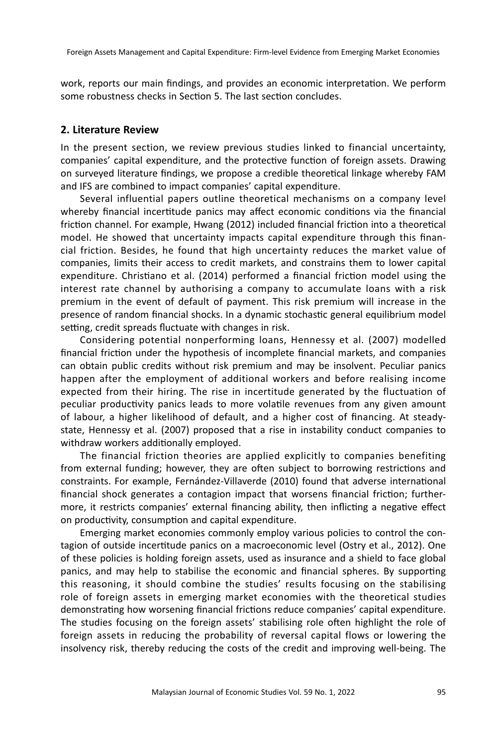work, reports our main findings, and provides an economic interpretation. We perform some robustness checks in Section 5. The last section concludes.

## 2. Literature Review

In the present section, we review previous studies linked to financial uncertainty, companies' capital expenditure, and the protective function of foreign assets. Drawing on surveyed literature findings, we propose a credible theoretical linkage whereby FAM and IFS are combined to impact companies' capital expenditure.

Several influential papers outline theoretical mechanisms on a company level whereby financial incertitude panics may affect economic conditions via the financial friction channel. For example, Hwang (2012) included financial friction into a theoretical model. He showed that uncertainty impacts capital expenditure through this financial friction. Besides, he found that high uncertainty reduces the market value of companies, limits their access to credit markets, and constrains them to lower capital expenditure. Christiano et al. (2014) performed a financial friction model using the interest rate channel by authorising a company to accumulate loans with a risk premium in the event of default of payment. This risk premium will increase in the presence of random financial shocks. In a dynamic stochastic general equilibrium model setting, credit spreads fluctuate with changes in risk.

Considering potential nonperforming loans, Hennessy et al. (2007) modelled financial friction under the hypothesis of incomplete financial markets, and companies can obtain public credits without risk premium and may be insolvent. Peculiar panics happen after the employment of additional workers and before realising income expected from their hiring. The rise in incertitude generated by the fluctuation of peculiar productivity panics leads to more volatile revenues from any given amount of labour, a higher likelihood of default, and a higher cost of financing. At steady-state, Hennessy et al. (2007) proposed that a rise in instability conduct companies to withdraw workers additionally employed.

The financial friction theories are applied explicitly to companies benefiting from external funding; however, they are often subject to borrowing restrictions and constraints. For example, Fernández-Villaverde (2010) found that adverse international financial shock generates a contagion impact that worsens financial friction; furthermore, it restricts companies' external financing ability, then inflicting a negative effect on productivity, consumption and capital expenditure.

Emerging market economies commonly employ various policies to control the contagion of outside incertitude panics on a macroeconomic level (Ostry et al., 2012). One of these policies is holding foreign assets, used as insurance and a shield to face global panics, and may help to stabilise the economic and financial spheres. By supporting this reasoning, it should combine the studies' results focusing on the stabilising role of foreign assets in emerging market economies with the theoretical studies demonstrating how worsening financial frictions reduce companies' capital expenditure. The studies focusing on the foreign assets' stabilising role often highlight the role of foreign assets in reducing the probability of reversal capital flows or lowering the insolvency risk, thereby reducing the costs of the credit and improving well-being. The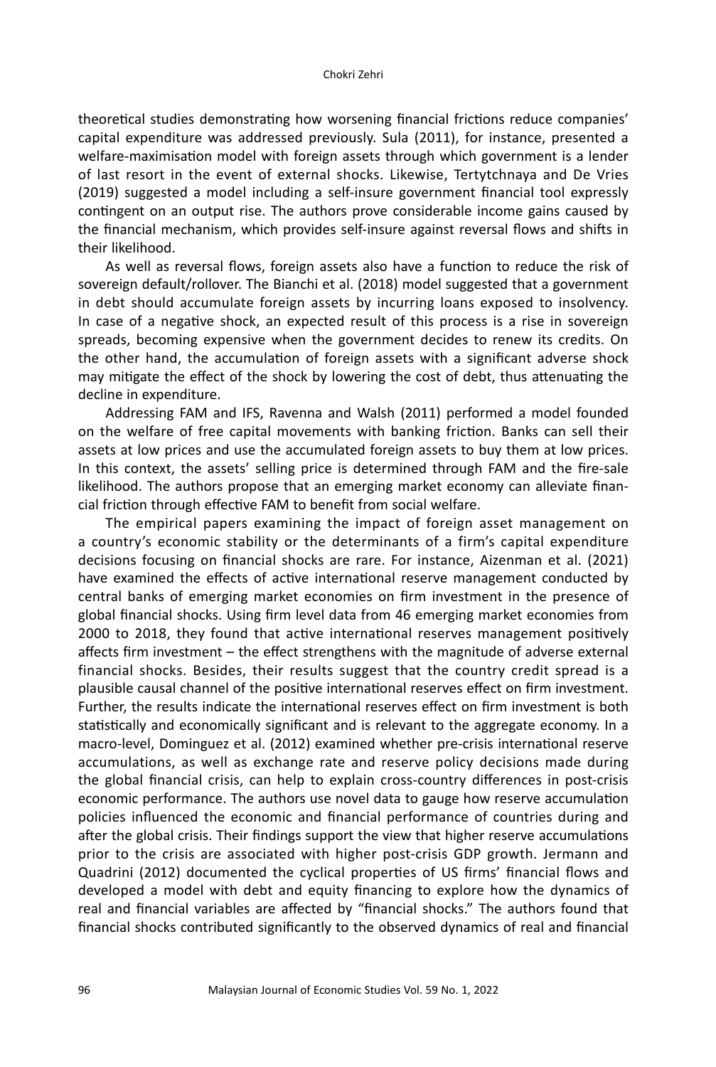theoretical studies demonstrating how worsening financial frictions reduce companies' capital expenditure was addressed previously. Sula (2011), for instance, presented a welfare-maximisation model with foreign assets through which government is a lender of last resort in the event of external shocks. Likewise, Tertytchnaya and De Vries (2019) suggested a model including a self-insure government financial tool expressly contingent on an output rise. The authors prove considerable income gains caused by the financial mechanism, which provides self-insure against reversal flows and shifts in their likelihood.

As well as reversal flows, foreign assets also have a function to reduce the risk of sovereign default/rollover. The Bianchi et al. (2018) model suggested that a government in debt should accumulate foreign assets by incurring loans exposed to insolvency. In case of a negative shock, an expected result of this process is a rise in sovereign spreads, becoming expensive when the government decides to renew its credits. On the other hand, the accumulation of foreign assets with a significant adverse shock may mitigate the effect of the shock by lowering the cost of debt, thus attenuating the decline in expenditure.

Addressing FAM and IFS, Ravenna and Walsh (2011) performed a model founded on the welfare of free capital movements with banking friction. Banks can sell their assets at low prices and use the accumulated foreign assets to buy them at low prices. In this context, the assets' selling price is determined through FAM and the fire-sale likelihood. The authors propose that an emerging market economy can alleviate financial friction through effective FAM to benefit from social welfare.

The empirical papers examining the impact of foreign asset management on a country's economic stability or the determinants of a firm's capital expenditure decisions focusing on financial shocks are rare. For instance, Aizenman et al. (2021) have examined the effects of active international reserve management conducted by central banks of emerging market economies on firm investment in the presence of global financial shocks. Using firm level data from 46 emerging market economies from 2000 to 2018, they found that active international reserves management positively affects firm investment – the effect strengthens with the magnitude of adverse external financial shocks. Besides, their results suggest that the country credit spread is a plausible causal channel of the positive international reserves effect on firm investment. Further, the results indicate the international reserves effect on firm investment is both statistically and economically significant and is relevant to the aggregate economy. In a macro-level, Dominguez et al. (2012) examined whether pre-crisis international reserve accumulations, as well as exchange rate and reserve policy decisions made during the global financial crisis, can help to explain cross-country differences in post-crisis economic performance. The authors use novel data to gauge how reserve accumulation policies influenced the economic and financial performance of countries during and after the global crisis. Their findings support the view that higher reserve accumulations prior to the crisis are associated with higher post-crisis GDP growth. Jermann and Quadrini (2012) documented the cyclical properties of US firms' financial flows and developed a model with debt and equity financing to explore how the dynamics of real and financial variables are affected by "financial shocks." The authors found that financial shocks contributed significantly to the observed dynamics of real and financial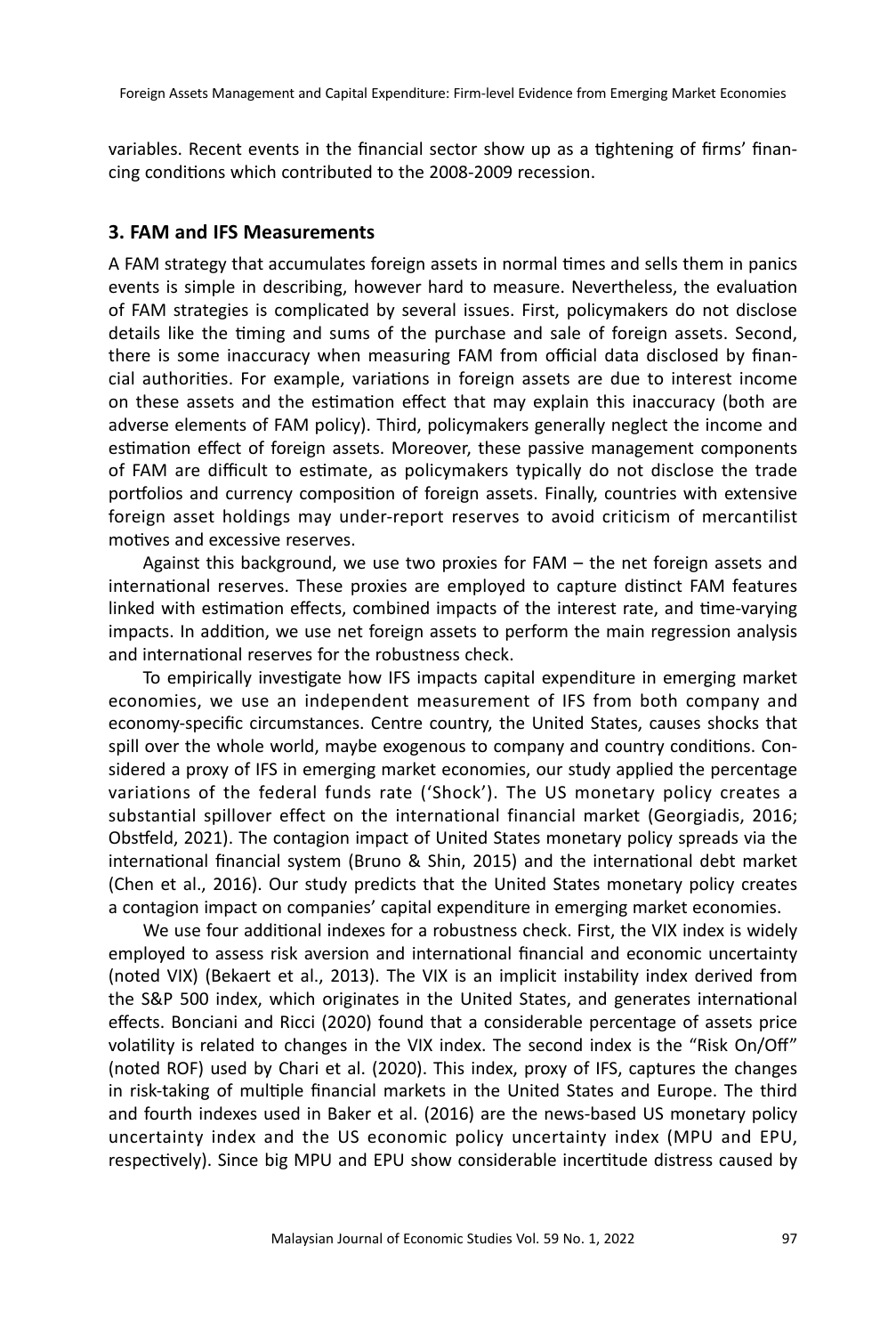variables. Recent events in the financial sector show up as a tightening of firms' financing conditions which contributed to the 2008-2009 recession.

## 3. FAM and IFS Measurements

A FAM strategy that accumulates foreign assets in normal times and sells them in panics events is simple in describing, however hard to measure. Nevertheless, the evaluation of FAM strategies is complicated by several issues. First, policymakers do not disclose details like the timing and sums of the purchase and sale of foreign assets. Second, there is some inaccuracy when measuring FAM from official data disclosed by financial authorities. For example, variations in foreign assets are due to interest income on these assets and the estimation effect that may explain this inaccuracy (both are adverse elements of FAM policy). Third, policymakers generally neglect the income and estimation effect of foreign assets. Moreover, these passive management components of FAM are difficult to estimate, as policymakers typically do not disclose the trade portfolios and currency composition of foreign assets. Finally, countries with extensive foreign asset holdings may under-report reserves to avoid criticism of mercantilist motives and excessive reserves.

Against this background, we use two proxies for FAM – the net foreign assets and international reserves. These proxies are employed to capture distinct FAM features linked with estimation effects, combined impacts of the interest rate, and time-varying impacts. In addition, we use net foreign assets to perform the main regression analysis and international reserves for the robustness check.

To empirically investigate how IFS impacts capital expenditure in emerging market economies, we use an independent measurement of IFS from both company and economy-specific circumstances. Centre country, the United States, causes shocks that spill over the whole world, maybe exogenous to company and country conditions. Considered a proxy of IFS in emerging market economies, our study applied the percentage variations of the federal funds rate ('Shock'). The US monetary policy creates a substantial spillover effect on the international financial market (Georgiadis, 2016; Obstfeld, 2021). The contagion impact of United States monetary policy spreads via the international financial system (Bruno & Shin, 2015) and the international debt market (Chen et al., 2016). Our study predicts that the United States monetary policy creates a contagion impact on companies' capital expenditure in emerging market economies.

We use four additional indexes for a robustness check. First, the VIX index is widely employed to assess risk aversion and international financial and economic uncertainty (noted VIX) (Bekaert et al., 2013). The VIX is an implicit instability index derived from the S&P 500 index, which originates in the United States, and generates international effects. Bonciani and Ricci (2020) found that a considerable percentage of assets price volatility is related to changes in the VIX index. The second index is the "Risk On/Off" (noted ROF) used by Chari et al. (2020). This index, proxy of IFS, captures the changes in risk-taking of multiple financial markets in the United States and Europe. The third and fourth indexes used in Baker et al. (2016) are the news-based US monetary policy uncertainty index and the US economic policy uncertainty index (MPU and EPU, respectively). Since big MPU and EPU show considerable incertitude distress caused by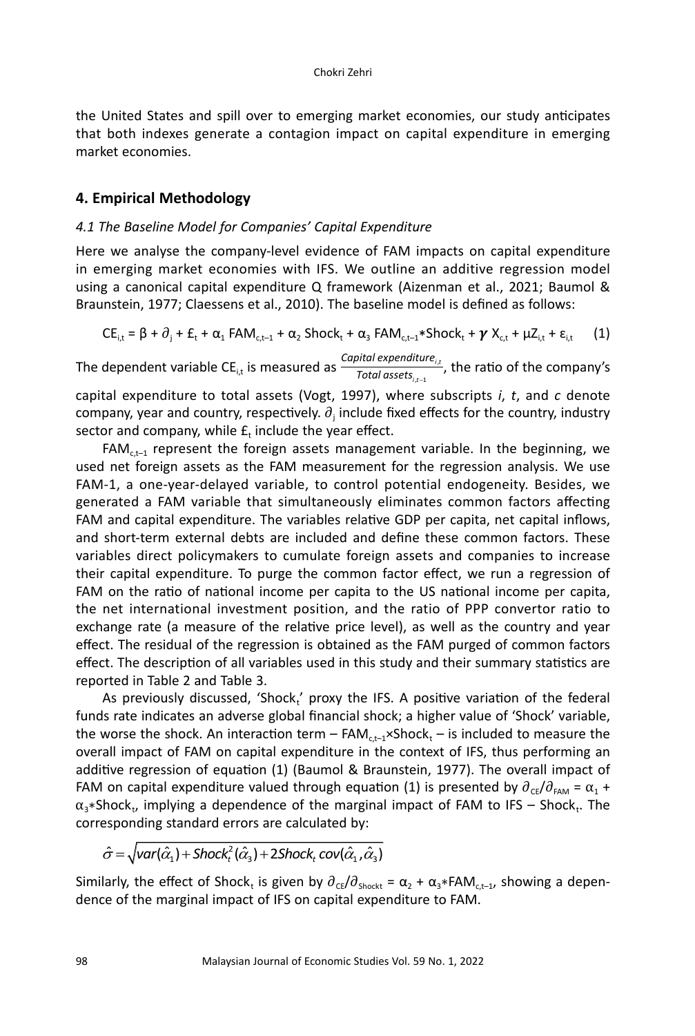the United States and spill over to emerging market economies, our study anticipates that both indexes generate a contagion impact on capital expenditure in emerging market economies.

## 4. Empirical Methodology

### *4.1 The Baseline Model for Companies' Capital Expenditure*

Here we analyse the company-level evidence of FAM impacts on capital expenditure in emerging market economies with IFS. We outline an additive regression model using a canonical capital expenditure Q framework (Aizenman et al., 2021; Baumol & Braunstein, 1977; Claessens et al., 2010). The baseline model is defined as follows:

$$CE_{i,t} = \beta + \partial_j + £_t + \alpha_1 \, FAM_{c,t-1} + \alpha_2 \, Shock_t + \alpha_3 \, FAM_{c,t-1} * Shock_t + \boldsymbol{\gamma} \, X_{c,t} + \mu Z_{i,t} + \varepsilon_{i,t} \quad (1)$$

The dependent variable $CE_{i,t}$ is measured as $\frac{Capital\ expenditure_{i,t}}{Total\ assets_{i,t-1}}$, the ratio of the company's capital expenditure to total assets (Vogt, 1997), where subscripts *i*, *t*, and *c* denote company, year and country, respectively. $\partial_j$ include fixed effects for the country, industry sector and company, while $£_t$ include the year effect.

$FAM_{c,t-1}$ represent the foreign assets management variable. In the beginning, we used net foreign assets as the FAM measurement for the regression analysis. We use FAM-1, a one-year-delayed variable, to control potential endogeneity. Besides, we generated a FAM variable that simultaneously eliminates common factors affecting FAM and capital expenditure. The variables relative GDP per capita, net capital inflows, and short-term external debts are included and define these common factors. These variables direct policymakers to cumulate foreign assets and companies to increase their capital expenditure. To purge the common factor effect, we run a regression of FAM on the ratio of national income per capita to the US national income per capita, the net international investment position, and the ratio of PPP convertor ratio to exchange rate (a measure of the relative price level), as well as the country and year effect. The residual of the regression is obtained as the FAM purged of common factors effect. The description of all variables used in this study and their summary statistics are reported in Table 2 and Table 3.

As previously discussed, '$Shock_t$' proxy the IFS. A positive variation of the federal funds rate indicates an adverse global financial shock; a higher value of 'Shock' variable, the worse the shock. An interaction term – $FAM_{c,t-1} \times Shock_t$ – is included to measure the overall impact of FAM on capital expenditure in the context of IFS, thus performing an additive regression of equation (1) (Baumol & Braunstein, 1977). The overall impact of FAM on capital expenditure valued through equation (1) is presented by $\partial_{CE}/\partial_{FAM} = \alpha_1 + \alpha_3 * Shock_t$, implying a dependence of the marginal impact of FAM to IFS – $Shock_t$. The corresponding standard errors are calculated by:

$$\hat{\sigma} = \sqrt{var(\hat{\alpha}_1) + Shock_t^2(\hat{\alpha}_3) + 2Shock_t \, cov(\hat{\alpha}_1, \hat{\alpha}_3)}$$

Similarly, the effect of $Shock_t$ is given by $\partial_{CE}/\partial_{Shockt} = \alpha_2 + \alpha_3 * FAM_{c,t-1}$, showing a dependence of the marginal impact of IFS on capital expenditure to FAM.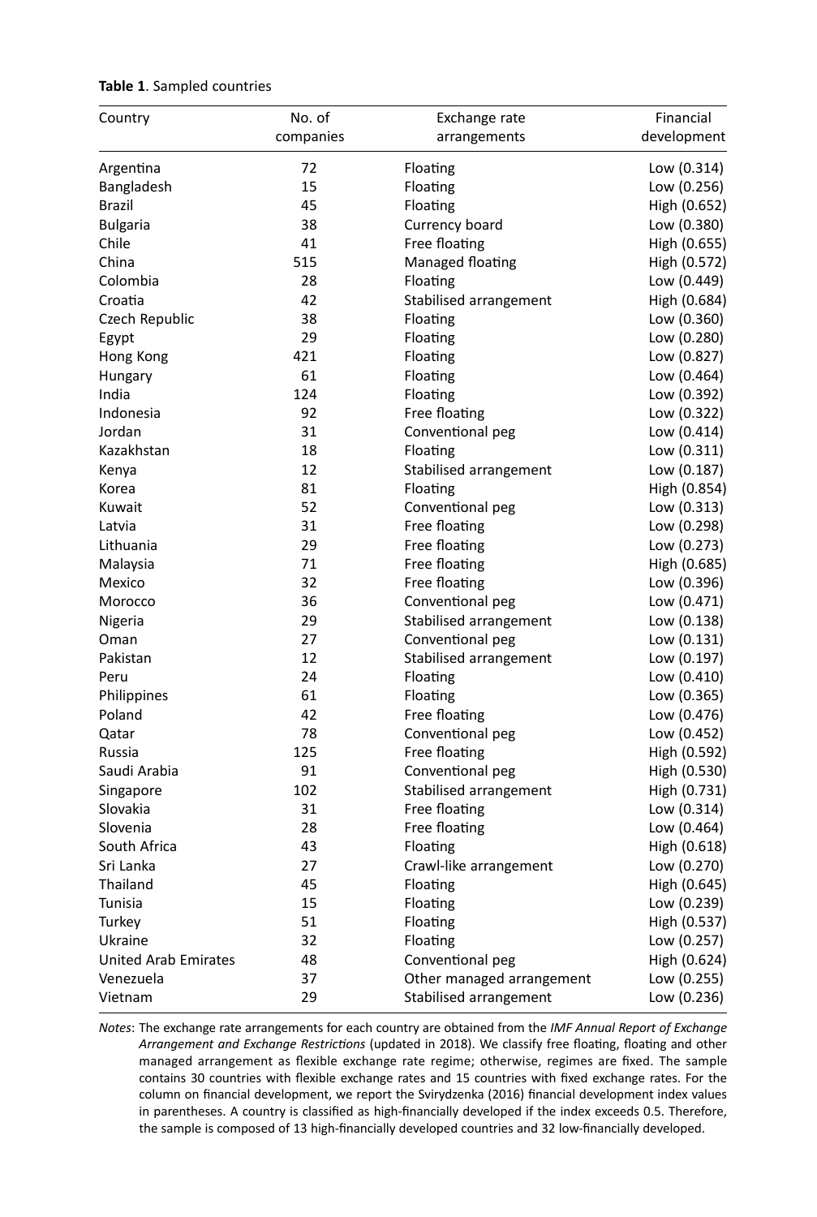**Table 1**. Sampled countries

| Country | No. of companies | Exchange rate arrangements | Financial development |
|---|---|---|---|
| Argentina | 72 | Floating | Low (0.314) |
| Bangladesh | 15 | Floating | Low (0.256) |
| Brazil | 45 | Floating | High (0.652) |
| Bulgaria | 38 | Currency board | Low (0.380) |
| Chile | 41 | Free floating | High (0.655) |
| China | 515 | Managed floating | High (0.572) |
| Colombia | 28 | Floating | Low (0.449) |
| Croatia | 42 | Stabilised arrangement | High (0.684) |
| Czech Republic | 38 | Floating | Low (0.360) |
| Egypt | 29 | Floating | Low (0.280) |
| Hong Kong | 421 | Floating | Low (0.827) |
| Hungary | 61 | Floating | Low (0.464) |
| India | 124 | Floating | Low (0.392) |
| Indonesia | 92 | Free floating | Low (0.322) |
| Jordan | 31 | Conventional peg | Low (0.414) |
| Kazakhstan | 18 | Floating | Low (0.311) |
| Kenya | 12 | Stabilised arrangement | Low (0.187) |
| Korea | 81 | Floating | High (0.854) |
| Kuwait | 52 | Conventional peg | Low (0.313) |
| Latvia | 31 | Free floating | Low (0.298) |
| Lithuania | 29 | Free floating | Low (0.273) |
| Malaysia | 71 | Free floating | High (0.685) |
| Mexico | 32 | Free floating | Low (0.396) |
| Morocco | 36 | Conventional peg | Low (0.471) |
| Nigeria | 29 | Stabilised arrangement | Low (0.138) |
| Oman | 27 | Conventional peg | Low (0.131) |
| Pakistan | 12 | Stabilised arrangement | Low (0.197) |
| Peru | 24 | Floating | Low (0.410) |
| Philippines | 61 | Floating | Low (0.365) |
| Poland | 42 | Free floating | Low (0.476) |
| Qatar | 78 | Conventional peg | Low (0.452) |
| Russia | 125 | Free floating | High (0.592) |
| Saudi Arabia | 91 | Conventional peg | High (0.530) |
| Singapore | 102 | Stabilised arrangement | High (0.731) |
| Slovakia | 31 | Free floating | Low (0.314) |
| Slovenia | 28 | Free floating | Low (0.464) |
| South Africa | 43 | Floating | High (0.618) |
| Sri Lanka | 27 | Crawl-like arrangement | Low (0.270) |
| Thailand | 45 | Floating | High (0.645) |
| Tunisia | 15 | Floating | Low (0.239) |
| Turkey | 51 | Floating | High (0.537) |
| Ukraine | 32 | Floating | Low (0.257) |
| United Arab Emirates | 48 | Conventional peg | High (0.624) |
| Venezuela | 37 | Other managed arrangement | Low (0.255) |
| Vietnam | 29 | Stabilised arrangement | Low (0.236) |

*Notes*: The exchange rate arrangements for each country are obtained from the *IMF Annual Report of Exchange Arrangement and Exchange Restrictions* (updated in 2018). We classify free floating, floating and other managed arrangement as flexible exchange rate regime; otherwise, regimes are fixed. The sample contains 30 countries with flexible exchange rates and 15 countries with fixed exchange rates. For the column on financial development, we report the Svirydzenka (2016) financial development index values in parentheses. A country is classified as high-financially developed if the index exceeds 0.5. Therefore, the sample is composed of 13 high-financially developed countries and 32 low-financially developed.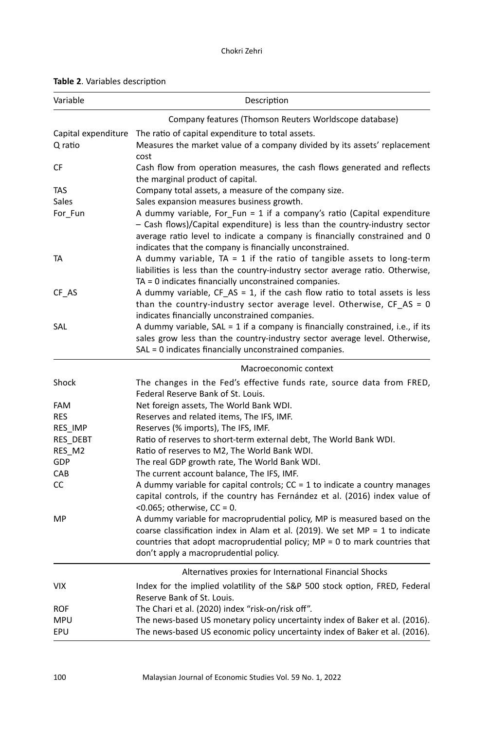**Table 2**. Variables description

| Variable | Description |
|---|---|
| | Company features (Thomson Reuters Worldscope database) |
| Capital expenditure | The ratio of capital expenditure to total assets. |
| Q ratio | Measures the market value of a company divided by its assets' replacement cost |
| CF | Cash flow from operation measures, the cash flows generated and reflects the marginal product of capital. |
| TAS | Company total assets, a measure of the company size. |
| Sales | Sales expansion measures business growth. |
| For_Fun | A dummy variable, For_Fun = 1 if a company's ratio (Capital expenditure – Cash flows)/Capital expenditure) is less than the country-industry sector average ratio level to indicate a company is financially constrained and 0 indicates that the company is financially unconstrained. |
| TA | A dummy variable, TA = 1 if the ratio of tangible assets to long-term liabilities is less than the country-industry sector average ratio. Otherwise, TA = 0 indicates financially unconstrained companies. |
| CF_AS | A dummy variable, CF_AS = 1, if the cash flow ratio to total assets is less than the country-industry sector average level. Otherwise, CF_AS = 0 indicates financially unconstrained companies. |
| SAL | A dummy variable, SAL = 1 if a company is financially constrained, i.e., if its sales grow less than the country-industry sector average level. Otherwise, SAL = 0 indicates financially unconstrained companies. |
| | Macroeconomic context |
| Shock | The changes in the Fed's effective funds rate, source data from FRED, Federal Reserve Bank of St. Louis. |
| FAM | Net foreign assets, The World Bank WDI. |
| RES | Reserves and related items, The IFS, IMF. |
| RES_IMP | Reserves (% imports), The IFS, IMF. |
| RES_DEBT | Ratio of reserves to short-term external debt, The World Bank WDI. |
| RES_M2 | Ratio of reserves to M2, The World Bank WDI. |
| GDP | The real GDP growth rate, The World Bank WDI. |
| CAB | The current account balance, The IFS, IMF. |
| CC | A dummy variable for capital controls; CC = 1 to indicate a country manages capital controls, if the country has Fernández et al. (2016) index value of <0.065; otherwise, CC = 0. |
| MP | A dummy variable for macroprudential policy, MP is measured based on the coarse classification index in Alam et al. (2019). We set MP = 1 to indicate countries that adopt macroprudential policy; MP = 0 to mark countries that don't apply a macroprudential policy. |
| | Alternatives proxies for International Financial Shocks |
| VIX | Index for the implied volatility of the S&P 500 stock option, FRED, Federal Reserve Bank of St. Louis. |
| ROF | The Chari et al. (2020) index "risk-on/risk off". |
| MPU | The news-based US monetary policy uncertainty index of Baker et al. (2016). |
| EPU | The news-based US economic policy uncertainty index of Baker et al. (2016). |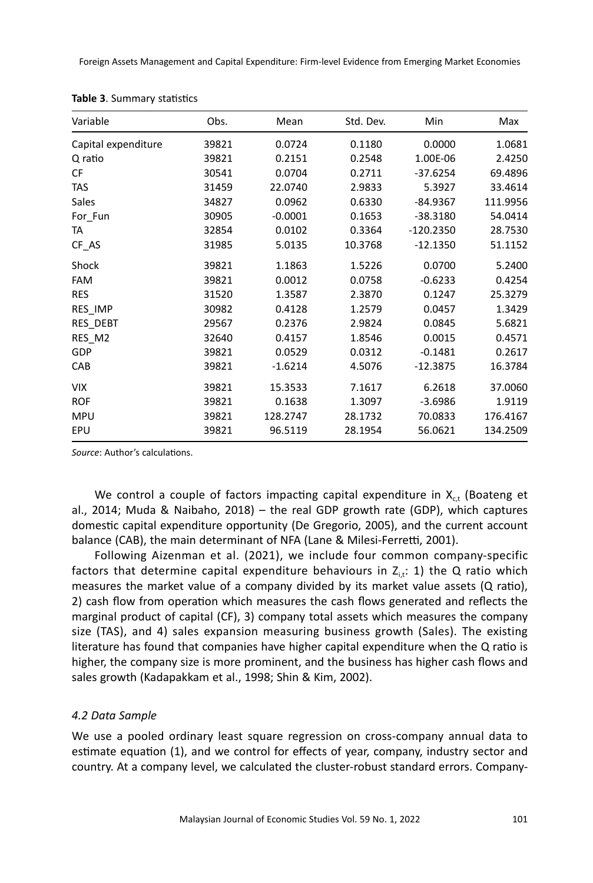**Table 3**. Summary statistics

| Variable | Obs. | Mean | Std. Dev. | Min | Max |
|---|---|---|---|---|---|
| Capital expenditure | 39821 | 0.0724 | 0.1180 | 0.0000 | 1.0681 |
| Q ratio | 39821 | 0.2151 | 0.2548 | 1.00E-06 | 2.4250 |
| CF | 30541 | 0.0704 | 0.2711 | -37.6254 | 69.4896 |
| TAS | 31459 | 22.0740 | 2.9833 | 5.3927 | 33.4614 |
| Sales | 34827 | 0.0962 | 0.6330 | -84.9367 | 111.9956 |
| For_Fun | 30905 | -0.0001 | 0.1653 | -38.3180 | 54.0414 |
| TA | 32854 | 0.0102 | 0.3364 | -120.2350 | 28.7530 |
| CF_AS | 31985 | 5.0135 | 10.3768 | -12.1350 | 51.1152 |
| Shock | 39821 | 1.1863 | 1.5226 | 0.0700 | 5.2400 |
| FAM | 39821 | 0.0012 | 0.0758 | -0.6233 | 0.4254 |
| RES | 31520 | 1.3587 | 2.3870 | 0.1247 | 25.3279 |
| RES_IMP | 30982 | 0.4128 | 1.2579 | 0.0457 | 1.3429 |
| RES_DEBT | 29567 | 0.2376 | 2.9824 | 0.0845 | 5.6821 |
| RES_M2 | 32640 | 0.4157 | 1.8546 | 0.0015 | 0.4571 |
| GDP | 39821 | 0.0529 | 0.0312 | -0.1481 | 0.2617 |
| CAB | 39821 | -1.6214 | 4.5076 | -12.3875 | 16.3784 |
| VIX | 39821 | 15.3533 | 7.1617 | 6.2618 | 37.0060 |
| ROF | 39821 | 0.1638 | 1.3097 | -3.6986 | 1.9119 |
| MPU | 39821 | 128.2747 | 28.1732 | 70.0833 | 176.4167 |
| EPU | 39821 | 96.5119 | 28.1954 | 56.0621 | 134.2509 |

*Source*: Author's calculations.

We control a couple of factors impacting capital expenditure in $X_{c,t}$ (Boateng et al., 2014; Muda & Naibaho, 2018) – the real GDP growth rate (GDP), which captures domestic capital expenditure opportunity (De Gregorio, 2005), and the current account balance (CAB), the main determinant of NFA (Lane & Milesi-Ferretti, 2001).

Following Aizenman et al. (2021), we include four common company-specific factors that determine capital expenditure behaviours in $Z_{i,t}$: 1) the Q ratio which measures the market value of a company divided by its market value assets (Q ratio), 2) cash flow from operation which measures the cash flows generated and reflects the marginal product of capital (CF), 3) company total assets which measures the company size (TAS), and 4) sales expansion measuring business growth (Sales). The existing literature has found that companies have higher capital expenditure when the Q ratio is higher, the company size is more prominent, and the business has higher cash flows and sales growth (Kadapakkam et al., 1998; Shin & Kim, 2002).

### *4.2 Data Sample*

We use a pooled ordinary least square regression on cross-company annual data to estimate equation (1), and we control for effects of year, company, industry sector and country. At a company level, we calculated the cluster-robust standard errors. Company-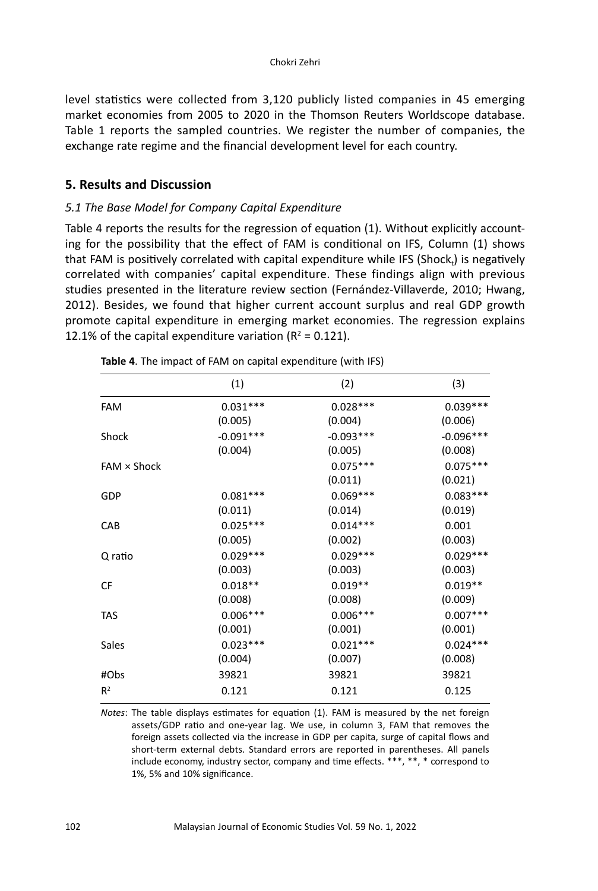level statistics were collected from 3,120 publicly listed companies in 45 emerging market economies from 2005 to 2020 in the Thomson Reuters Worldscope database. Table 1 reports the sampled countries. We register the number of companies, the exchange rate regime and the financial development level for each country.

## 5. Results and Discussion

### *5.1 The Base Model for Company Capital Expenditure*

Table 4 reports the results for the regression of equation (1). Without explicitly accounting for the possibility that the effect of FAM is conditional on IFS, Column (1) shows that FAM is positively correlated with capital expenditure while IFS ($Shock_t$) is negatively correlated with companies' capital expenditure. These findings align with previous studies presented in the literature review section (Fernández-Villaverde, 2010; Hwang, 2012). Besides, we found that higher current account surplus and real GDP growth promote capital expenditure in emerging market economies. The regression explains 12.1% of the capital expenditure variation ($R^2$ = 0.121).

**Table 4**. The impact of FAM on capital expenditure (with IFS)

| | (1) | (2) | (3) |
|---|---|---|---|
| FAM | 0.031*** | 0.028*** | 0.039*** |
| | (0.005) | (0.004) | (0.006) |
| Shock | -0.091*** | -0.093*** | -0.096*** |
| | (0.004) | (0.005) | (0.008) |
| FAM × Shock | | 0.075*** | 0.075*** |
| | | (0.011) | (0.021) |
| GDP | 0.081*** | 0.069*** | 0.083*** |
| | (0.011) | (0.014) | (0.019) |
| CAB | 0.025*** | 0.014*** | 0.001 |
| | (0.005) | (0.002) | (0.003) |
| Q ratio | 0.029*** | 0.029*** | 0.029*** |
| | (0.003) | (0.003) | (0.003) |
| CF | 0.018** | 0.019** | 0.019** |
| | (0.008) | (0.008) | (0.009) |
| TAS | 0.006*** | 0.006*** | 0.007*** |
| | (0.001) | (0.001) | (0.001) |
| Sales | 0.023*** | 0.021*** | 0.024*** |
| | (0.004) | (0.007) | (0.008) |
| #Obs | 39821 | 39821 | 39821 |
| $R^2$ | 0.121 | 0.121 | 0.125 |

*Notes*: The table displays estimates for equation (1). FAM is measured by the net foreign assets/GDP ratio and one-year lag. We use, in column 3, FAM that removes the foreign assets collected via the increase in GDP per capita, surge of capital flows and short-term external debts. Standard errors are reported in parentheses. All panels include economy, industry sector, company and time effects. ***, **, * correspond to 1%, 5% and 10% significance.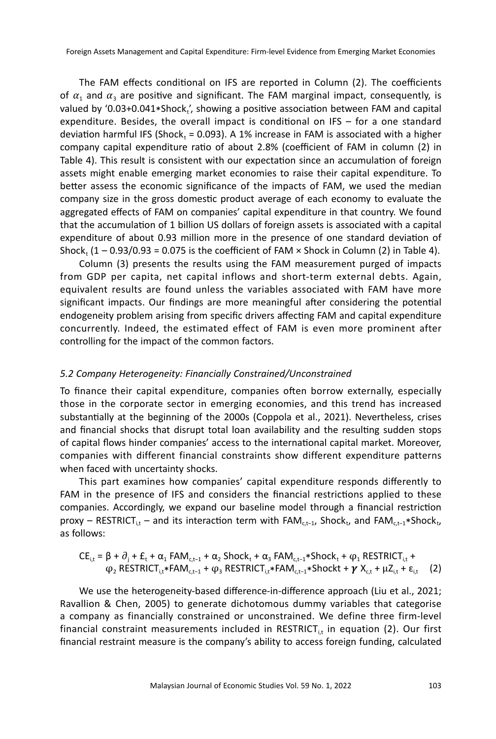The FAM effects conditional on IFS are reported in Column (2). The coefficients of $\alpha_1$ and $\alpha_3$ are positive and significant. The FAM marginal impact, consequently, is valued by '$0.03+0.041*\text{Shock}_t$', showing a positive association between FAM and capital expenditure. Besides, the overall impact is conditional on IFS – for a one standard deviation harmful IFS ($\text{Shock}_t = 0.093$). A 1% increase in FAM is associated with a higher company capital expenditure ratio of about 2.8% (coefficient of FAM in column (2) in Table 4). This result is consistent with our expectation since an accumulation of foreign assets might enable emerging market economies to raise their capital expenditure. To better assess the economic significance of the impacts of FAM, we used the median company size in the gross domestic product average of each economy to evaluate the aggregated effects of FAM on companies' capital expenditure in that country. We found that the accumulation of 1 billion US dollars of foreign assets is associated with a capital expenditure of about 0.93 million more in the presence of one standard deviation of $\text{Shock}_t$ ($1 - 0.93/0.93 = 0.075$ is the coefficient of FAM × Shock in Column (2) in Table 4).

Column (3) presents the results using the FAM measurement purged of impacts from GDP per capita, net capital inflows and short-term external debts. Again, equivalent results are found unless the variables associated with FAM have more significant impacts. Our findings are more meaningful after considering the potential endogeneity problem arising from specific drivers affecting FAM and capital expenditure concurrently. Indeed, the estimated effect of FAM is even more prominent after controlling for the impact of the common factors.

### *5.2 Company Heterogeneity: Financially Constrained/Unconstrained*

To finance their capital expenditure, companies often borrow externally, especially those in the corporate sector in emerging economies, and this trend has increased substantially at the beginning of the 2000s (Coppola et al., 2021). Nevertheless, crises and financial shocks that disrupt total loan availability and the resulting sudden stops of capital flows hinder companies' access to the international capital market. Moreover, companies with different financial constraints show different expenditure patterns when faced with uncertainty shocks.

This part examines how companies' capital expenditure responds differently to FAM in the presence of IFS and considers the financial restrictions applied to these companies. Accordingly, we expand our baseline model through a financial restriction proxy – $\text{RESTRICT}_{i,t}$ – and its interaction term with $\text{FAM}_{c,t-1}$, $\text{Shock}_t$, and $\text{FAM}_{c,t-1}*\text{Shock}_t$, as follows:

$$\text{CE}_{i,t} = \beta + \partial_j + £_t + \alpha_1 \text{FAM}_{c,t-1} + \alpha_2 \text{Shock}_t + \alpha_3 \text{FAM}_{c,t-1}*\text{Shock}_t + \varphi_1 \text{RESTRICT}_{i,t} + \varphi_2 \text{RESTRICT}_{i,t}*\text{FAM}_{c,t-1} + \varphi_3 \text{RESTRICT}_{i,t}*\text{FAM}_{c,t-1}*\text{Shockt} + \boldsymbol{\gamma} X_{c,t} + \mu Z_{i,t} + \varepsilon_{i,t} \quad (2)$$

We use the heterogeneity-based difference-in-difference approach (Liu et al., 2021; Ravallion & Chen, 2005) to generate dichotomous dummy variables that categorise a company as financially constrained or unconstrained. We define three firm-level financial constraint measurements included in $\text{RESTRICT}_{i,t}$ in equation (2). Our first financial restraint measure is the company's ability to access foreign funding, calculated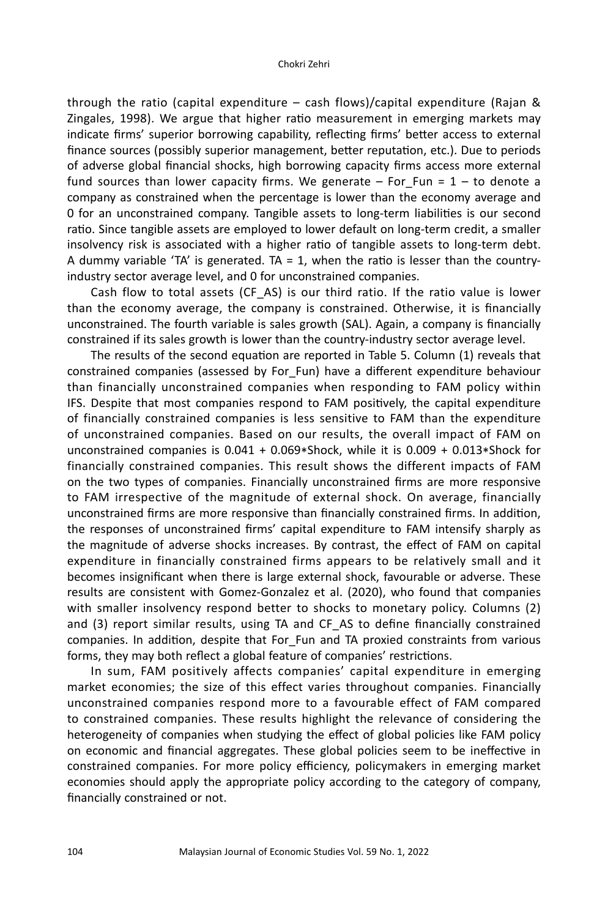through the ratio (capital expenditure – cash flows)/capital expenditure (Rajan & Zingales, 1998). We argue that higher ratio measurement in emerging markets may indicate firms' superior borrowing capability, reflecting firms' better access to external finance sources (possibly superior management, better reputation, etc.). Due to periods of adverse global financial shocks, high borrowing capacity firms access more external fund sources than lower capacity firms. We generate – For_Fun = 1 – to denote a company as constrained when the percentage is lower than the economy average and 0 for an unconstrained company. Tangible assets to long-term liabilities is our second ratio. Since tangible assets are employed to lower default on long-term credit, a smaller insolvency risk is associated with a higher ratio of tangible assets to long-term debt. A dummy variable 'TA' is generated. TA = 1, when the ratio is lesser than the country-industry sector average level, and 0 for unconstrained companies.

Cash flow to total assets (CF_AS) is our third ratio. If the ratio value is lower than the economy average, the company is constrained. Otherwise, it is financially unconstrained. The fourth variable is sales growth (SAL). Again, a company is financially constrained if its sales growth is lower than the country-industry sector average level.

The results of the second equation are reported in Table 5. Column (1) reveals that constrained companies (assessed by For_Fun) have a different expenditure behaviour than financially unconstrained companies when responding to FAM policy within IFS. Despite that most companies respond to FAM positively, the capital expenditure of financially constrained companies is less sensitive to FAM than the expenditure of unconstrained companies. Based on our results, the overall impact of FAM on unconstrained companies is $0.041 + 0.069*Shock$, while it is $0.009 + 0.013*Shock$ for financially constrained companies. This result shows the different impacts of FAM on the two types of companies. Financially unconstrained firms are more responsive to FAM irrespective of the magnitude of external shock. On average, financially unconstrained firms are more responsive than financially constrained firms. In addition, the responses of unconstrained firms' capital expenditure to FAM intensify sharply as the magnitude of adverse shocks increases. By contrast, the effect of FAM on capital expenditure in financially constrained firms appears to be relatively small and it becomes insignificant when there is large external shock, favourable or adverse. These results are consistent with Gomez-Gonzalez et al. (2020), who found that companies with smaller insolvency respond better to shocks to monetary policy. Columns (2) and (3) report similar results, using TA and CF_AS to define financially constrained companies. In addition, despite that For_Fun and TA proxied constraints from various forms, they may both reflect a global feature of companies' restrictions.

In sum, FAM positively affects companies' capital expenditure in emerging market economies; the size of this effect varies throughout companies. Financially unconstrained companies respond more to a favourable effect of FAM compared to constrained companies. These results highlight the relevance of considering the heterogeneity of companies when studying the effect of global policies like FAM policy on economic and financial aggregates. These global policies seem to be ineffective in constrained companies. For more policy efficiency, policymakers in emerging market economies should apply the appropriate policy according to the category of company, financially constrained or not.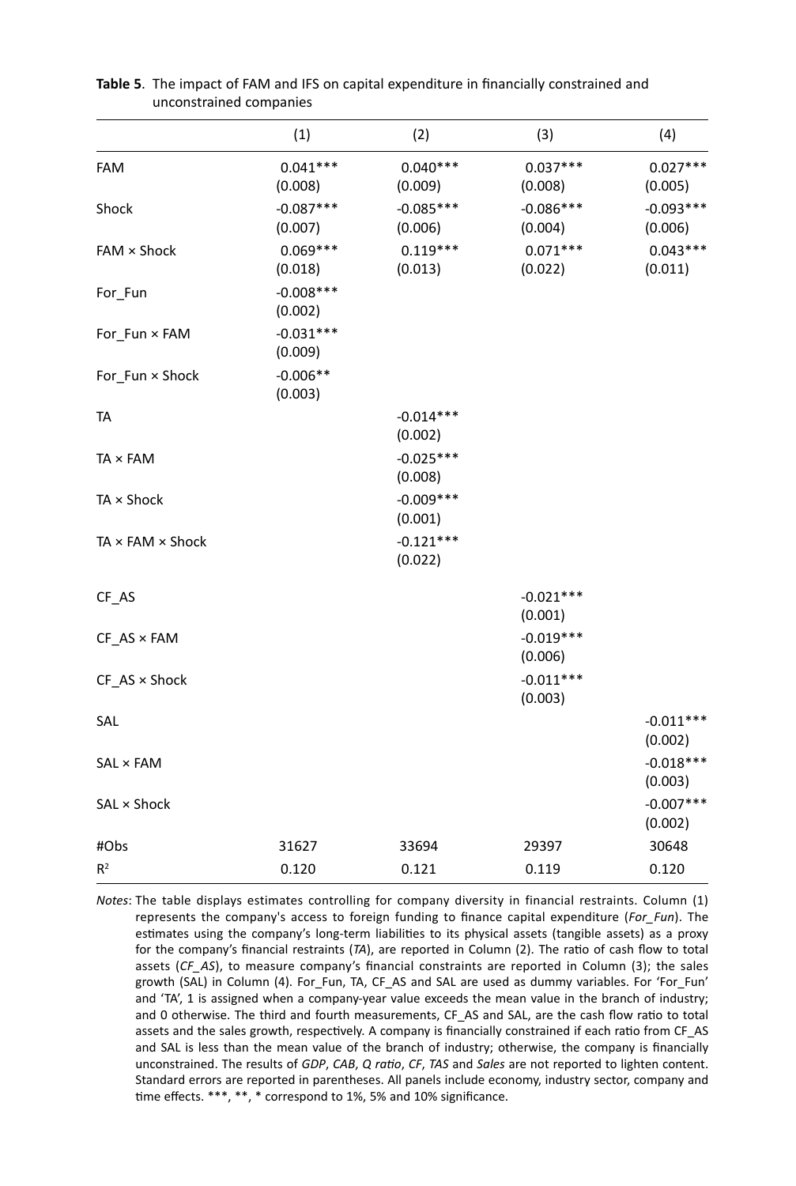**Table 5**. The impact of FAM and IFS on capital expenditure in financially constrained and unconstrained companies

| | (1) | (2) | (3) | (4) |
|---|---|---|---|---|
| FAM | 0.041***<br>(0.008) | 0.040***<br>(0.009) | 0.037***<br>(0.008) | 0.027***<br>(0.005) |
| Shock | -0.087***<br>(0.007) | -0.085***<br>(0.006) | -0.086***<br>(0.004) | -0.093***<br>(0.006) |
| FAM × Shock | 0.069***<br>(0.018) | 0.119***<br>(0.013) | 0.071***<br>(0.022) | 0.043***<br>(0.011) |
| For_Fun | -0.008***<br>(0.002) | | | |
| For_Fun × FAM | -0.031***<br>(0.009) | | | |
| For_Fun × Shock | -0.006**<br>(0.003) | | | |
| TA | | -0.014***<br>(0.002) | | |
| TA × FAM | | -0.025***<br>(0.008) | | |
| TA × Shock | | -0.009***<br>(0.001) | | |
| TA × FAM × Shock | | -0.121***<br>(0.022) | | |
| CF_AS | | | -0.021***<br>(0.001) | |
| CF_AS × FAM | | | -0.019***<br>(0.006) | |
| CF_AS × Shock | | | -0.011***<br>(0.003) | |
| SAL | | | | -0.011***<br>(0.002) |
| SAL × FAM | | | | -0.018***<br>(0.003) |
| SAL × Shock | | | | -0.007***<br>(0.002) |
| #Obs | 31627 | 33694 | 29397 | 30648 |
| $R^2$ | 0.120 | 0.121 | 0.119 | 0.120 |

*Notes*: The table displays estimates controlling for company diversity in financial restraints. Column (1) represents the company's access to foreign funding to finance capital expenditure (*For_Fun*). The estimates using the company's long-term liabilities to its physical assets (tangible assets) as a proxy for the company's financial restraints (*TA*), are reported in Column (2). The ratio of cash flow to total assets (*CF_AS*), to measure company's financial constraints are reported in Column (3); the sales growth (SAL) in Column (4). For_Fun, TA, CF_AS and SAL are used as dummy variables. For 'For_Fun' and 'TA', 1 is assigned when a company-year value exceeds the mean value in the branch of industry; and 0 otherwise. The third and fourth measurements, CF_AS and SAL, are the cash flow ratio to total assets and the sales growth, respectively. A company is financially constrained if each ratio from CF_AS and SAL is less than the mean value of the branch of industry; otherwise, the company is financially unconstrained. The results of *GDP*, *CAB*, *Q ratio*, *CF*, *TAS* and *Sales* are not reported to lighten content. Standard errors are reported in parentheses. All panels include economy, industry sector, company and time effects. ***, **, * correspond to 1%, 5% and 10% significance.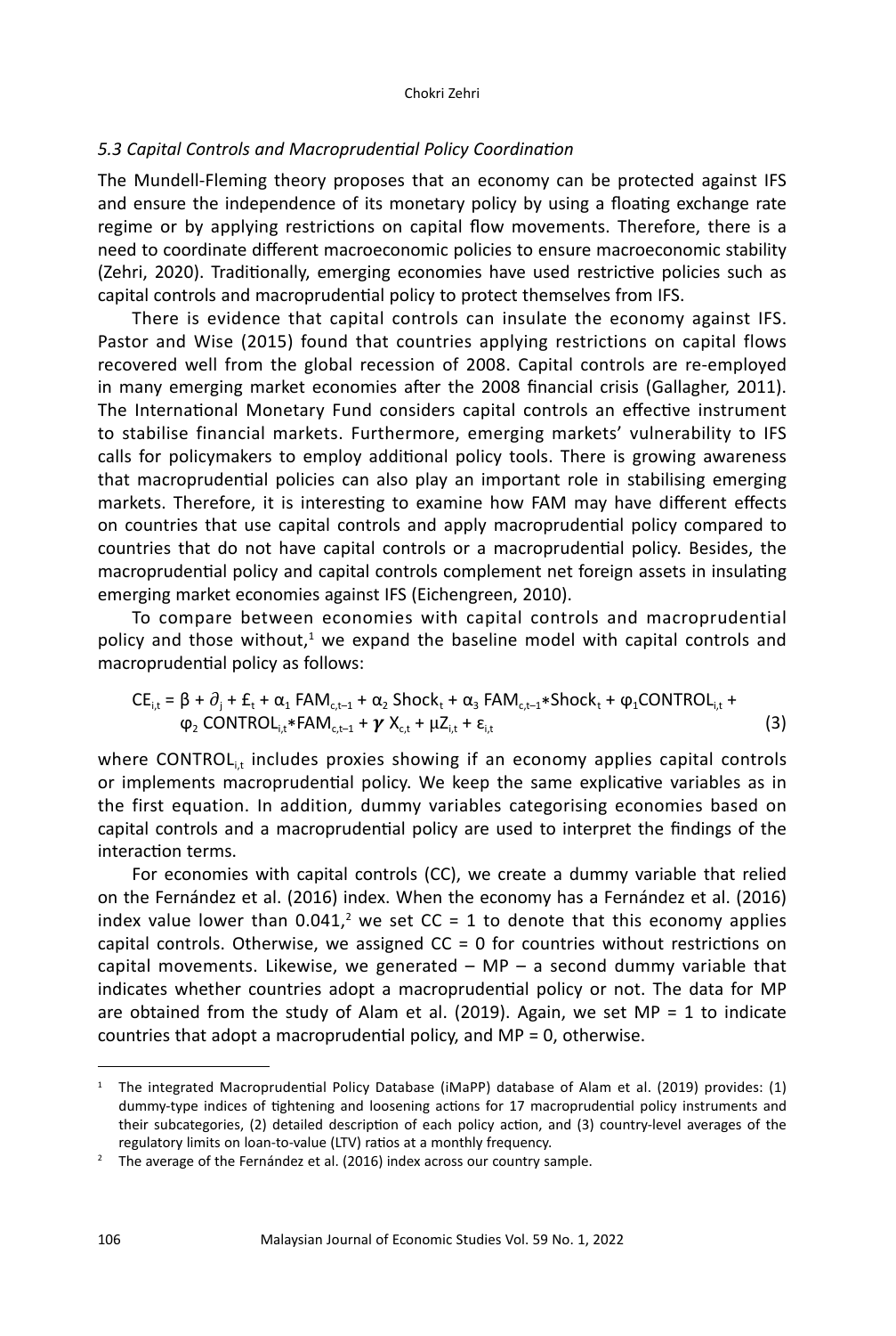### *5.3 Capital Controls and Macroprudential Policy Coordination*

The Mundell-Fleming theory proposes that an economy can be protected against IFS and ensure the independence of its monetary policy by using a floating exchange rate regime or by applying restrictions on capital flow movements. Therefore, there is a need to coordinate different macroeconomic policies to ensure macroeconomic stability (Zehri, 2020). Traditionally, emerging economies have used restrictive policies such as capital controls and macroprudential policy to protect themselves from IFS.

There is evidence that capital controls can insulate the economy against IFS. Pastor and Wise (2015) found that countries applying restrictions on capital flows recovered well from the global recession of 2008. Capital controls are re-employed in many emerging market economies after the 2008 financial crisis (Gallagher, 2011). The International Monetary Fund considers capital controls an effective instrument to stabilise financial markets. Furthermore, emerging markets' vulnerability to IFS calls for policymakers to employ additional policy tools. There is growing awareness that macroprudential policies can also play an important role in stabilising emerging markets. Therefore, it is interesting to examine how FAM may have different effects on countries that use capital controls and apply macroprudential policy compared to countries that do not have capital controls or a macroprudential policy. Besides, the macroprudential policy and capital controls complement net foreign assets in insulating emerging market economies against IFS (Eichengreen, 2010).

To compare between economies with capital controls and macroprudential policy and those without,[1] we expand the baseline model with capital controls and macroprudential policy as follows:

$$CE_{i,t} = \beta + \partial_j + £_t + \alpha_1 \, FAM_{c,t-1} + \alpha_2 \, Shock_t + \alpha_3 \, FAM_{c,t-1} * Shock_t + \varphi_1 CONTROL_{i,t} + \varphi_2 \, CONTROL_{i,t} * FAM_{c,t-1} + \boldsymbol{\gamma} \, X_{c,t} + \mu Z_{i,t} + \varepsilon_{i,t} \quad (3)$$

where $CONTROL_{i,t}$ includes proxies showing if an economy applies capital controls or implements macroprudential policy. We keep the same explicative variables as in the first equation. In addition, dummy variables categorising economies based on capital controls and a macroprudential policy are used to interpret the findings of the interaction terms.

For economies with capital controls (CC), we create a dummy variable that relied on the Fernández et al. (2016) index. When the economy has a Fernández et al. (2016) index value lower than 0.041,[2] we set CC = 1 to denote that this economy applies capital controls. Otherwise, we assigned CC = 0 for countries without restrictions on capital movements. Likewise, we generated – MP – a second dummy variable that indicates whether countries adopt a macroprudential policy or not. The data for MP are obtained from the study of Alam et al. (2019). Again, we set MP = 1 to indicate countries that adopt a macroprudential policy, and MP = 0, otherwise.

---

[1] The integrated Macroprudential Policy Database (iMaPP) database of Alam et al. (2019) provides: (1) dummy-type indices of tightening and loosening actions for 17 macroprudential policy instruments and their subcategories, (2) detailed description of each policy action, and (3) country-level averages of the regulatory limits on loan-to-value (LTV) ratios at a monthly frequency.

[2] The average of the Fernández et al. (2016) index across our country sample.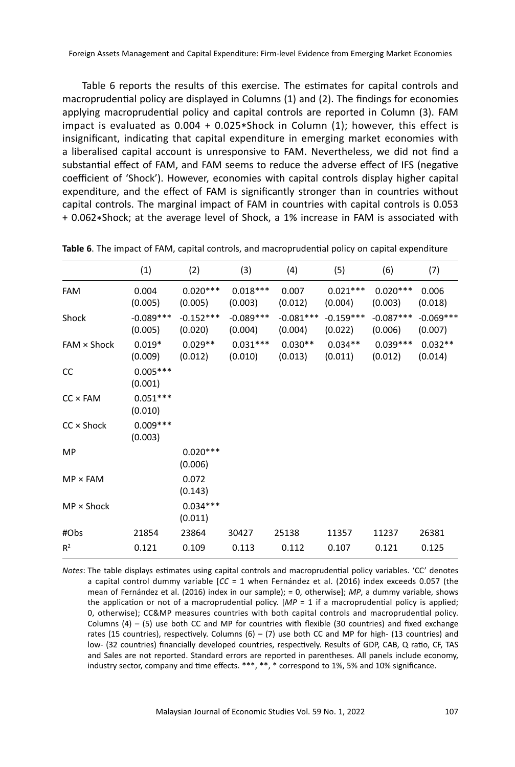Table 6 reports the results of this exercise. The estimates for capital controls and macroprudential policy are displayed in Columns (1) and (2). The findings for economies applying macroprudential policy and capital controls are reported in Column (3). FAM impact is evaluated as 0.004 + 0.025∗Shock in Column (1); however, this effect is insignificant, indicating that capital expenditure in emerging market economies with a liberalised capital account is unresponsive to FAM. Nevertheless, we did not find a substantial effect of FAM, and FAM seems to reduce the adverse effect of IFS (negative coefficient of 'Shock'). However, economies with capital controls display higher capital expenditure, and the effect of FAM is significantly stronger than in countries without capital controls. The marginal impact of FAM in countries with capital controls is 0.053 + 0.062∗Shock; at the average level of Shock, a 1% increase in FAM is associated with

**Table 6**. The impact of FAM, capital controls, and macroprudential policy on capital expenditure

| | (1) | (2) | (3) | (4) | (5) | (6) | (7) |
|---|---|---|---|---|---|---|---|
| FAM | 0.004<br>(0.005) | 0.020***<br>(0.005) | 0.018***<br>(0.003) | 0.007<br>(0.012) | 0.021***<br>(0.004) | 0.020***<br>(0.003) | 0.006<br>(0.018) |
| Shock | -0.089***<br>(0.005) | -0.152***<br>(0.020) | -0.089***<br>(0.004) | -0.081***<br>(0.004) | -0.159***<br>(0.022) | -0.087***<br>(0.006) | -0.069***<br>(0.007) |
| FAM × Shock | 0.019*<br>(0.009) | 0.029**<br>(0.012) | 0.031***<br>(0.010) | 0.030**<br>(0.013) | 0.034**<br>(0.011) | 0.039***<br>(0.012) | 0.032**<br>(0.014) |
| CC | 0.005***<br>(0.001) | | | | | | |
| CC × FAM | 0.051***<br>(0.010) | | | | | | |
| CC × Shock | 0.009***<br>(0.003) | | | | | | |
| MP | | 0.020***<br>(0.006) | | | | | |
| MP × FAM | | 0.072<br>(0.143) | | | | | |
| MP × Shock | | 0.034***<br>(0.011) | | | | | |
| #Obs | 21854 | 23864 | 30427 | 25138 | 11357 | 11237 | 26381 |
| $R^2$ | 0.121 | 0.109 | 0.113 | 0.112 | 0.107 | 0.121 | 0.125 |

*Notes*: The table displays estimates using capital controls and macroprudential policy variables. 'CC' denotes a capital control dummy variable [*CC* = 1 when Fernández et al. (2016) index exceeds 0.057 (the mean of Fernández et al. (2016) index in our sample); = 0, otherwise]; *MP*, a dummy variable, shows the application or not of a macroprudential policy. [*MP* = 1 if a macroprudential policy is applied; 0, otherwise); CC&MP measures countries with both capital controls and macroprudential policy. Columns (4) – (5) use both CC and MP for countries with flexible (30 countries) and fixed exchange rates (15 countries), respectively. Columns (6) – (7) use both CC and MP for high- (13 countries) and low- (32 countries) financially developed countries, respectively. Results of GDP, CAB, Q ratio, CF, TAS and Sales are not reported. Standard errors are reported in parentheses. All panels include economy, industry sector, company and time effects. ***, **, * correspond to 1%, 5% and 10% significance.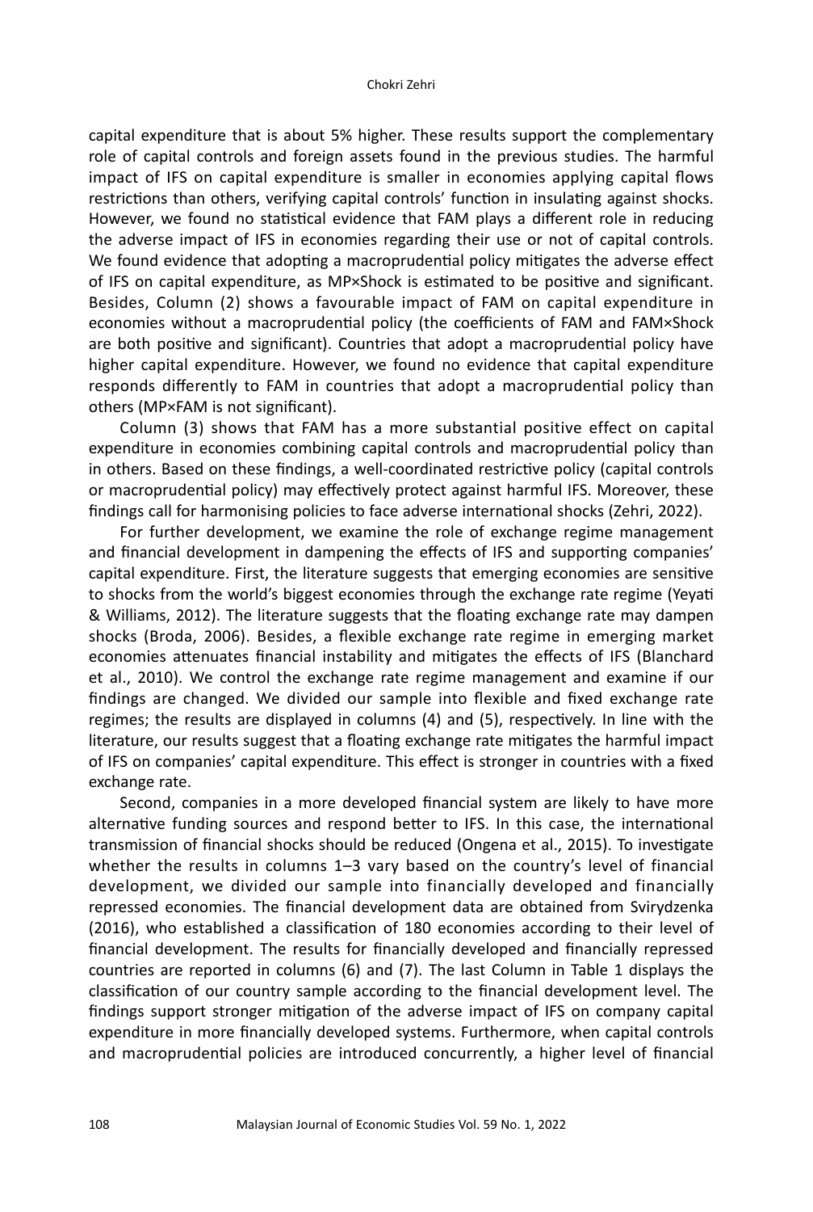capital expenditure that is about 5% higher. These results support the complementary role of capital controls and foreign assets found in the previous studies. The harmful impact of IFS on capital expenditure is smaller in economies applying capital flows restrictions than others, verifying capital controls' function in insulating against shocks. However, we found no statistical evidence that FAM plays a different role in reducing the adverse impact of IFS in economies regarding their use or not of capital controls. We found evidence that adopting a macroprudential policy mitigates the adverse effect of IFS on capital expenditure, as MP×Shock is estimated to be positive and significant. Besides, Column (2) shows a favourable impact of FAM on capital expenditure in economies without a macroprudential policy (the coefficients of FAM and FAM×Shock are both positive and significant). Countries that adopt a macroprudential policy have higher capital expenditure. However, we found no evidence that capital expenditure responds differently to FAM in countries that adopt a macroprudential policy than others (MP×FAM is not significant).

Column (3) shows that FAM has a more substantial positive effect on capital expenditure in economies combining capital controls and macroprudential policy than in others. Based on these findings, a well-coordinated restrictive policy (capital controls or macroprudential policy) may effectively protect against harmful IFS. Moreover, these findings call for harmonising policies to face adverse international shocks (Zehri, 2022).

For further development, we examine the role of exchange regime management and financial development in dampening the effects of IFS and supporting companies' capital expenditure. First, the literature suggests that emerging economies are sensitive to shocks from the world's biggest economies through the exchange rate regime (Yeyati & Williams, 2012). The literature suggests that the floating exchange rate may dampen shocks (Broda, 2006). Besides, a flexible exchange rate regime in emerging market economies attenuates financial instability and mitigates the effects of IFS (Blanchard et al., 2010). We control the exchange rate regime management and examine if our findings are changed. We divided our sample into flexible and fixed exchange rate regimes; the results are displayed in columns (4) and (5), respectively. In line with the literature, our results suggest that a floating exchange rate mitigates the harmful impact of IFS on companies' capital expenditure. This effect is stronger in countries with a fixed exchange rate.

Second, companies in a more developed financial system are likely to have more alternative funding sources and respond better to IFS. In this case, the international transmission of financial shocks should be reduced (Ongena et al., 2015). To investigate whether the results in columns 1–3 vary based on the country's level of financial development, we divided our sample into financially developed and financially repressed economies. The financial development data are obtained from Svirydzenka (2016), who established a classification of 180 economies according to their level of financial development. The results for financially developed and financially repressed countries are reported in columns (6) and (7). The last Column in Table 1 displays the classification of our country sample according to the financial development level. The findings support stronger mitigation of the adverse impact of IFS on company capital expenditure in more financially developed systems. Furthermore, when capital controls and macroprudential policies are introduced concurrently, a higher level of financial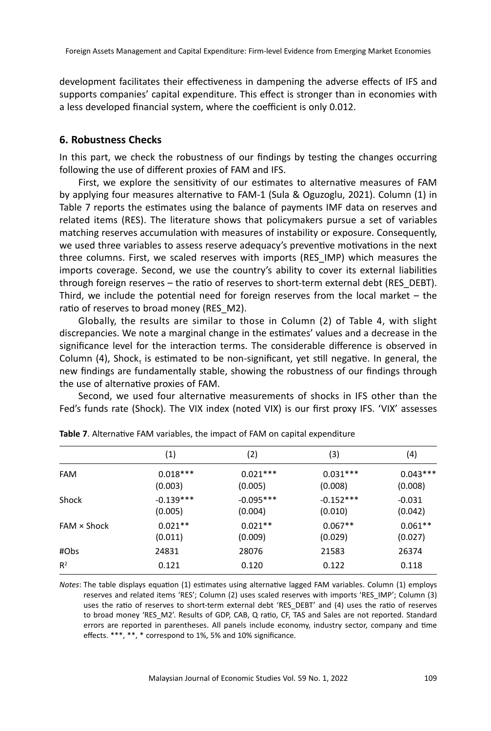development facilitates their effectiveness in dampening the adverse effects of IFS and supports companies' capital expenditure. This effect is stronger than in economies with a less developed financial system, where the coefficient is only 0.012.

## 6. Robustness Checks

In this part, we check the robustness of our findings by testing the changes occurring following the use of different proxies of FAM and IFS.

First, we explore the sensitivity of our estimates to alternative measures of FAM by applying four measures alternative to FAM-1 (Sula & Oguzoglu, 2021). Column (1) in Table 7 reports the estimates using the balance of payments IMF data on reserves and related items (RES). The literature shows that policymakers pursue a set of variables matching reserves accumulation with measures of instability or exposure. Consequently, we used three variables to assess reserve adequacy's preventive motivations in the next three columns. First, we scaled reserves with imports (RES_IMP) which measures the imports coverage. Second, we use the country's ability to cover its external liabilities through foreign reserves – the ratio of reserves to short-term external debt (RES_DEBT). Third, we include the potential need for foreign reserves from the local market – the ratio of reserves to broad money (RES_M2).

Globally, the results are similar to those in Column (2) of Table 4, with slight discrepancies. We note a marginal change in the estimates' values and a decrease in the significance level for the interaction terms. The considerable difference is observed in Column (4), $Shock_t$ is estimated to be non-significant, yet still negative. In general, the new findings are fundamentally stable, showing the robustness of our findings through the use of alternative proxies of FAM.

Second, we used four alternative measurements of shocks in IFS other than the Fed's funds rate (Shock). The VIX index (noted VIX) is our first proxy IFS. 'VIX' assesses

**Table 7**. Alternative FAM variables, the impact of FAM on capital expenditure

| | (1) | (2) | (3) | (4) |
|---|---|---|---|---|
| FAM | 0.018*** | 0.021*** | 0.031*** | 0.043*** |
| | (0.003) | (0.005) | (0.008) | (0.008) |
| Shock | -0.139*** | -0.095*** | -0.152*** | -0.031 |
| | (0.005) | (0.004) | (0.010) | (0.042) |
| FAM × Shock | 0.021** | 0.021** | 0.067** | 0.061** |
| | (0.011) | (0.009) | (0.029) | (0.027) |
| #Obs | 24831 | 28076 | 21583 | 26374 |
| $R^2$ | 0.121 | 0.120 | 0.122 | 0.118 |

*Notes*: The table displays equation (1) estimates using alternative lagged FAM variables. Column (1) employs reserves and related items 'RES'; Column (2) uses scaled reserves with imports 'RES_IMP'; Column (3) uses the ratio of reserves to short-term external debt 'RES_DEBT' and (4) uses the ratio of reserves to broad money 'RES_M2'. Results of GDP, CAB, Q ratio, CF, TAS and Sales are not reported. Standard errors are reported in parentheses. All panels include economy, industry sector, company and time effects. ***, **, * correspond to 1%, 5% and 10% significance.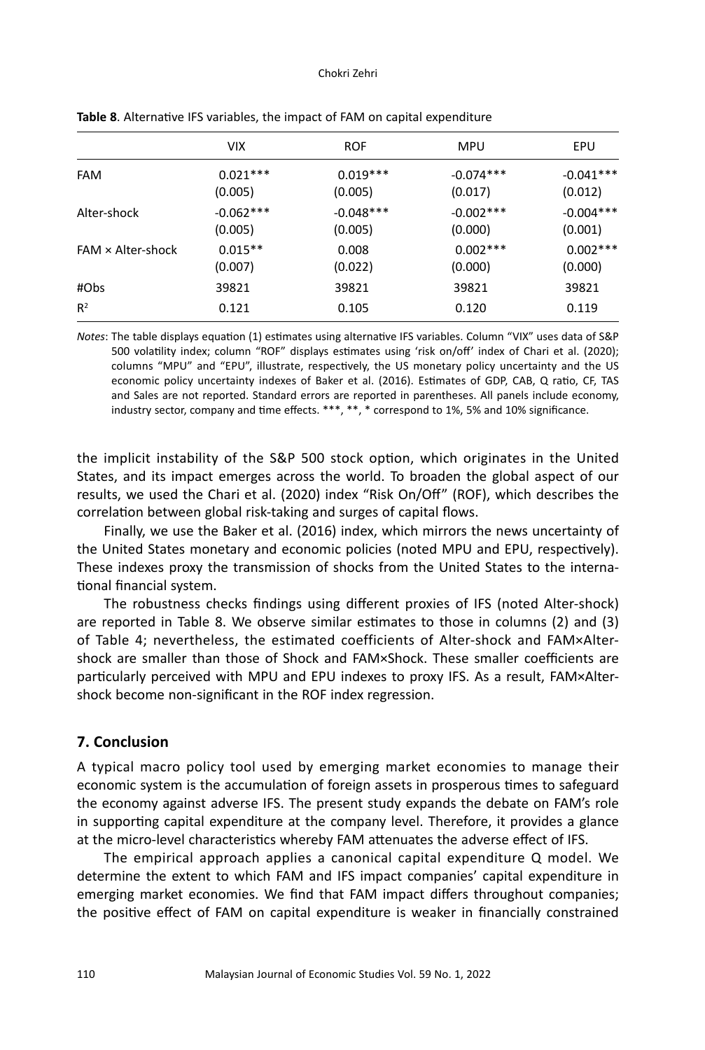**Table 8**. Alternative IFS variables, the impact of FAM on capital expenditure

| | VIX | ROF | MPU | EPU |
|---|---|---|---|---|
| FAM | 0.021*** | 0.019*** | -0.074*** | -0.041*** |
| | (0.005) | (0.005) | (0.017) | (0.012) |
| Alter-shock | -0.062*** | -0.048*** | -0.002*** | -0.004*** |
| | (0.005) | (0.005) | (0.000) | (0.001) |
| FAM × Alter-shock | 0.015** | 0.008 | 0.002*** | 0.002*** |
| | (0.007) | (0.022) | (0.000) | (0.000) |
| #Obs | 39821 | 39821 | 39821 | 39821 |
| $R^2$ | 0.121 | 0.105 | 0.120 | 0.119 |

*Notes*: The table displays equation (1) estimates using alternative IFS variables. Column "VIX" uses data of S&P 500 volatility index; column "ROF" displays estimates using 'risk on/off' index of Chari et al. (2020); columns "MPU" and "EPU", illustrate, respectively, the US monetary policy uncertainty and the US economic policy uncertainty indexes of Baker et al. (2016). Estimates of GDP, CAB, Q ratio, CF, TAS and Sales are not reported. Standard errors are reported in parentheses. All panels include economy, industry sector, company and time effects. ***, **, * correspond to 1%, 5% and 10% significance.

the implicit instability of the S&P 500 stock option, which originates in the United States, and its impact emerges across the world. To broaden the global aspect of our results, we used the Chari et al. (2020) index "Risk On/Off" (ROF), which describes the correlation between global risk-taking and surges of capital flows.

Finally, we use the Baker et al. (2016) index, which mirrors the news uncertainty of the United States monetary and economic policies (noted MPU and EPU, respectively). These indexes proxy the transmission of shocks from the United States to the international financial system.

The robustness checks findings using different proxies of IFS (noted Alter-shock) are reported in Table 8. We observe similar estimates to those in columns (2) and (3) of Table 4; nevertheless, the estimated coefficients of Alter-shock and FAM×Alter-shock are smaller than those of Shock and FAM×Shock. These smaller coefficients are particularly perceived with MPU and EPU indexes to proxy IFS. As a result, FAM×Alter-shock become non-significant in the ROF index regression.

## 7. Conclusion

A typical macro policy tool used by emerging market economies to manage their economic system is the accumulation of foreign assets in prosperous times to safeguard the economy against adverse IFS. The present study expands the debate on FAM's role in supporting capital expenditure at the company level. Therefore, it provides a glance at the micro-level characteristics whereby FAM attenuates the adverse effect of IFS.

The empirical approach applies a canonical capital expenditure Q model. We determine the extent to which FAM and IFS impact companies' capital expenditure in emerging market economies. We find that FAM impact differs throughout companies; the positive effect of FAM on capital expenditure is weaker in financially constrained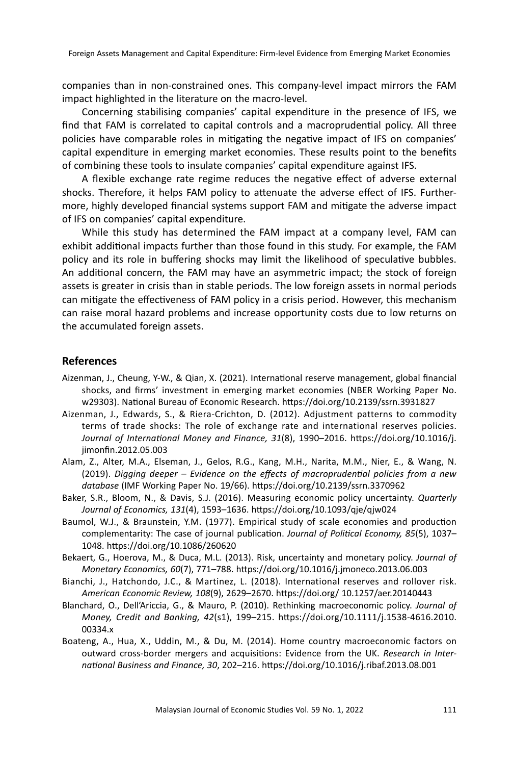companies than in non-constrained ones. This company-level impact mirrors the FAM impact highlighted in the literature on the macro-level.

Concerning stabilising companies' capital expenditure in the presence of IFS, we find that FAM is correlated to capital controls and a macroprudential policy. All three policies have comparable roles in mitigating the negative impact of IFS on companies' capital expenditure in emerging market economies. These results point to the benefits of combining these tools to insulate companies' capital expenditure against IFS.

A flexible exchange rate regime reduces the negative effect of adverse external shocks. Therefore, it helps FAM policy to attenuate the adverse effect of IFS. Furthermore, highly developed financial systems support FAM and mitigate the adverse impact of IFS on companies' capital expenditure.

While this study has determined the FAM impact at a company level, FAM can exhibit additional impacts further than those found in this study. For example, the FAM policy and its role in buffering shocks may limit the likelihood of speculative bubbles. An additional concern, the FAM may have an asymmetric impact; the stock of foreign assets is greater in crisis than in stable periods. The low foreign assets in normal periods can mitigate the effectiveness of FAM policy in a crisis period. However, this mechanism can raise moral hazard problems and increase opportunity costs due to low returns on the accumulated foreign assets.

## References

Aizenman, J., Cheung, Y-W., & Qian, X. (2021). International reserve management, global financial shocks, and firms' investment in emerging market economies (NBER Working Paper No. w29303). National Bureau of Economic Research. https://doi.org/10.2139/ssrn.3931827

Aizenman, J., Edwards, S., & Riera-Crichton, D. (2012). Adjustment patterns to commodity terms of trade shocks: The role of exchange rate and international reserves policies. *Journal of International Money and Finance, 31*(8), 1990–2016. https://doi.org/10.1016/j.jimonfin.2012.05.003

Alam, Z., Alter, M.A., Elseman, J., Gelos, R.G., Kang, M.H., Narita, M.M., Nier, E., & Wang, N. (2019). *Digging deeper – Evidence on the effects of macroprudential policies from a new database* (IMF Working Paper No. 19/66). https://doi.org/10.2139/ssrn.3370962

Baker, S.R., Bloom, N., & Davis, S.J. (2016). Measuring economic policy uncertainty. *Quarterly Journal of Economics, 131*(4), 1593–1636. https://doi.org/10.1093/qje/qjw024

Baumol, W.J., & Braunstein, Y.M. (1977). Empirical study of scale economies and production complementarity: The case of journal publication. *Journal of Political Economy, 85*(5), 1037–1048. https://doi.org/10.1086/260620

Bekaert, G., Hoerova, M., & Duca, M.L. (2013). Risk, uncertainty and monetary policy. *Journal of Monetary Economics, 60*(7), 771–788. https://doi.org/10.1016/j.jmoneco.2013.06.003

Bianchi, J., Hatchondo, J.C., & Martinez, L. (2018). International reserves and rollover risk. *American Economic Review, 108*(9), 2629–2670. https://doi.org/ 10.1257/aer.20140443

Blanchard, O., Dell'Ariccia, G., & Mauro, P. (2010). Rethinking macroeconomic policy. *Journal of Money, Credit and Banking, 42*(s1), 199–215. https://doi.org/10.1111/j.1538-4616.2010.00334.x

Boateng, A., Hua, X., Uddin, M., & Du, M. (2014). Home country macroeconomic factors on outward cross-border mergers and acquisitions: Evidence from the UK. *Research in International Business and Finance, 30*, 202–216. https://doi.org/10.1016/j.ribaf.2013.08.001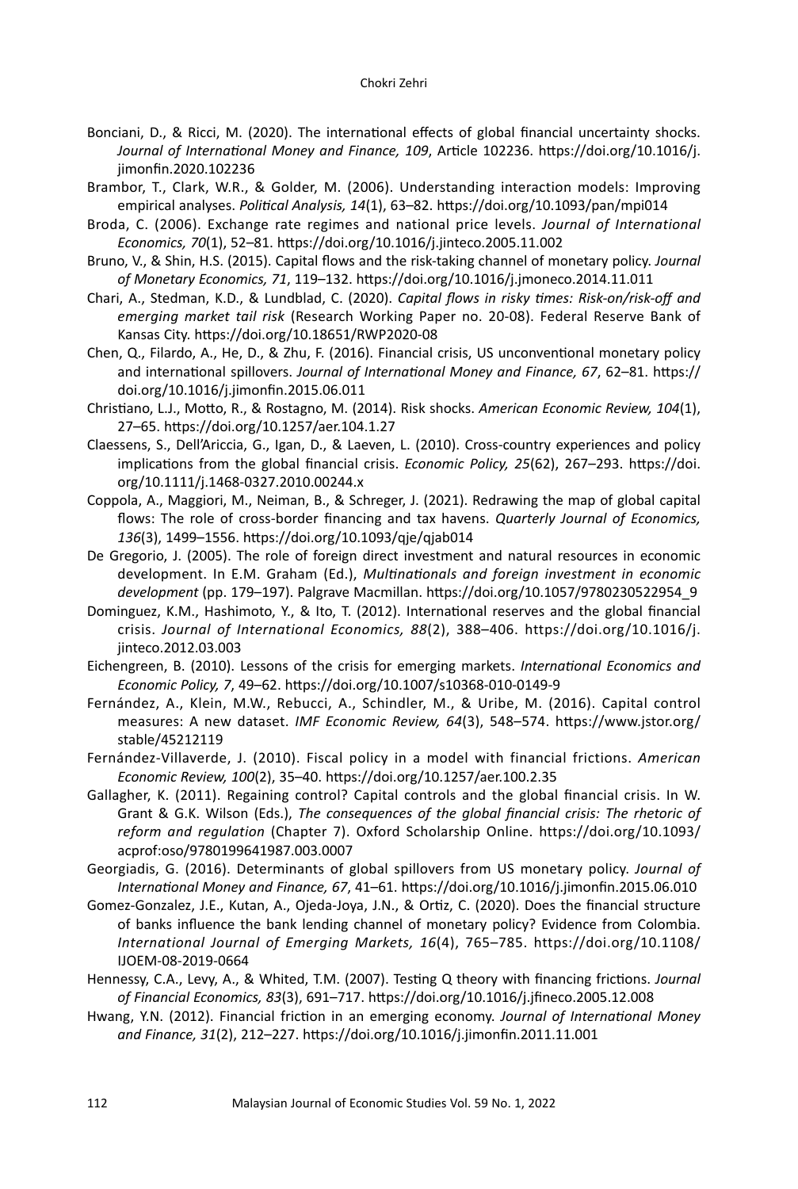Bonciani, D., & Ricci, M. (2020). The international effects of global financial uncertainty shocks. *Journal of International Money and Finance, 109*, Article 102236. https://doi.org/10.1016/j.jimonfin.2020.102236

Brambor, T., Clark, W.R., & Golder, M. (2006). Understanding interaction models: Improving empirical analyses. *Political Analysis, 14*(1), 63–82. https://doi.org/10.1093/pan/mpi014

Broda, C. (2006). Exchange rate regimes and national price levels. *Journal of International Economics, 70*(1), 52–81. https://doi.org/10.1016/j.jinteco.2005.11.002

Bruno, V., & Shin, H.S. (2015). Capital flows and the risk-taking channel of monetary policy. *Journal of Monetary Economics, 71*, 119–132. https://doi.org/10.1016/j.jmoneco.2014.11.011

Chari, A., Stedman, K.D., & Lundblad, C. (2020). *Capital flows in risky times: Risk-on/risk-off and emerging market tail risk* (Research Working Paper no. 20-08). Federal Reserve Bank of Kansas City. https://doi.org/10.18651/RWP2020-08

Chen, Q., Filardo, A., He, D., & Zhu, F. (2016). Financial crisis, US unconventional monetary policy and international spillovers. *Journal of International Money and Finance, 67*, 62–81. https://doi.org/10.1016/j.jimonfin.2015.06.011

Christiano, L.J., Motto, R., & Rostagno, M. (2014). Risk shocks. *American Economic Review, 104*(1), 27–65. https://doi.org/10.1257/aer.104.1.27

Claessens, S., Dell'Ariccia, G., Igan, D., & Laeven, L. (2010). Cross-country experiences and policy implications from the global financial crisis. *Economic Policy, 25*(62), 267–293. https://doi.org/10.1111/j.1468-0327.2010.00244.x

Coppola, A., Maggiori, M., Neiman, B., & Schreger, J. (2021). Redrawing the map of global capital flows: The role of cross-border financing and tax havens. *Quarterly Journal of Economics, 136*(3), 1499–1556. https://doi.org/10.1093/qje/qjab014

De Gregorio, J. (2005). The role of foreign direct investment and natural resources in economic development. In E.M. Graham (Ed.), *Multinationals and foreign investment in economic development* (pp. 179–197). Palgrave Macmillan. https://doi.org/10.1057/9780230522954_9

Dominguez, K.M., Hashimoto, Y., & Ito, T. (2012). International reserves and the global financial crisis. *Journal of International Economics, 88*(2), 388–406. https://doi.org/10.1016/j.jinteco.2012.03.003

Eichengreen, B. (2010). Lessons of the crisis for emerging markets. *International Economics and Economic Policy, 7*, 49–62. https://doi.org/10.1007/s10368-010-0149-9

Fernández, A., Klein, M.W., Rebucci, A., Schindler, M., & Uribe, M. (2016). Capital control measures: A new dataset. *IMF Economic Review, 64*(3), 548–574. https://www.jstor.org/stable/45212119

Fernández-Villaverde, J. (2010). Fiscal policy in a model with financial frictions. *American Economic Review, 100*(2), 35–40. https://doi.org/10.1257/aer.100.2.35

Gallagher, K. (2011). Regaining control? Capital controls and the global financial crisis. In W. Grant & G.K. Wilson (Eds.), *The consequences of the global financial crisis: The rhetoric of reform and regulation* (Chapter 7). Oxford Scholarship Online. https://doi.org/10.1093/acprof:oso/9780199641987.003.0007

Georgiadis, G. (2016). Determinants of global spillovers from US monetary policy. *Journal of International Money and Finance, 67*, 41–61. https://doi.org/10.1016/j.jimonfin.2015.06.010

Gomez-Gonzalez, J.E., Kutan, A., Ojeda-Joya, J.N., & Ortiz, C. (2020). Does the financial structure of banks influence the bank lending channel of monetary policy? Evidence from Colombia. *International Journal of Emerging Markets, 16*(4), 765–785. https://doi.org/10.1108/IJOEM-08-2019-0664

Hennessy, C.A., Levy, A., & Whited, T.M. (2007). Testing Q theory with financing frictions. *Journal of Financial Economics, 83*(3), 691–717. https://doi.org/10.1016/j.jfineco.2005.12.008

Hwang, Y.N. (2012). Financial friction in an emerging economy. *Journal of International Money and Finance, 31*(2), 212–227. https://doi.org/10.1016/j.jimonfin.2011.11.001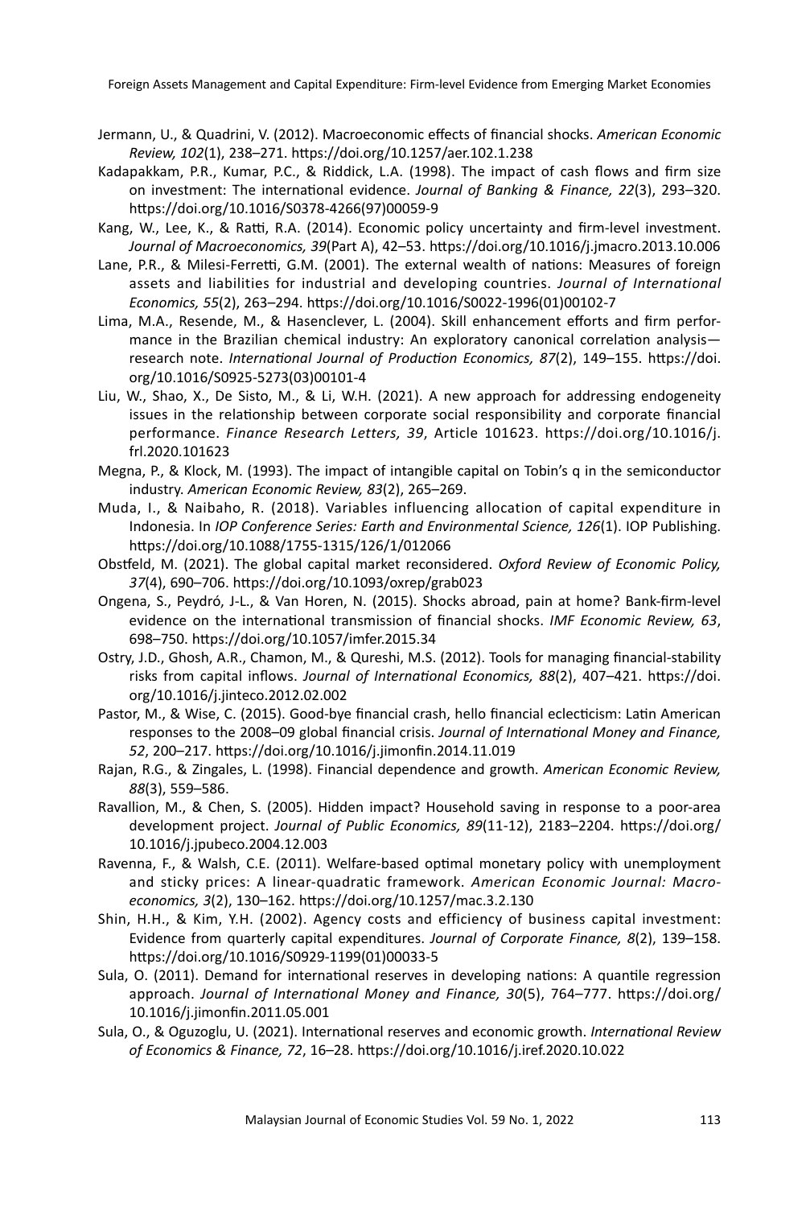Jermann, U., & Quadrini, V. (2012). Macroeconomic effects of financial shocks. *American Economic Review, 102*(1), 238–271. https://doi.org/10.1257/aer.102.1.238

Kadapakkam, P.R., Kumar, P.C., & Riddick, L.A. (1998). The impact of cash flows and firm size on investment: The international evidence. *Journal of Banking & Finance, 22*(3), 293–320. https://doi.org/10.1016/S0378-4266(97)00059-9

Kang, W., Lee, K., & Ratti, R.A. (2014). Economic policy uncertainty and firm-level investment. *Journal of Macroeconomics, 39*(Part A), 42–53. https://doi.org/10.1016/j.jmacro.2013.10.006

Lane, P.R., & Milesi-Ferretti, G.M. (2001). The external wealth of nations: Measures of foreign assets and liabilities for industrial and developing countries. *Journal of International Economics, 55*(2), 263–294. https://doi.org/10.1016/S0022-1996(01)00102-7

Lima, M.A., Resende, M., & Hasenclever, L. (2004). Skill enhancement efforts and firm performance in the Brazilian chemical industry: An exploratory canonical correlation analysis—research note. *International Journal of Production Economics, 87*(2), 149–155. https://doi.org/10.1016/S0925-5273(03)00101-4

Liu, W., Shao, X., De Sisto, M., & Li, W.H. (2021). A new approach for addressing endogeneity issues in the relationship between corporate social responsibility and corporate financial performance. *Finance Research Letters, 39*, Article 101623. https://doi.org/10.1016/j.frl.2020.101623

Megna, P., & Klock, M. (1993). The impact of intangible capital on Tobin's q in the semiconductor industry. *American Economic Review, 83*(2), 265–269.

Muda, I., & Naibaho, R. (2018). Variables influencing allocation of capital expenditure in Indonesia. In *IOP Conference Series: Earth and Environmental Science, 126*(1). IOP Publishing. https://doi.org/10.1088/1755-1315/126/1/012066

Obstfeld, M. (2021). The global capital market reconsidered. *Oxford Review of Economic Policy, 37*(4), 690–706. https://doi.org/10.1093/oxrep/grab023

Ongena, S., Peydró, J-L., & Van Horen, N. (2015). Shocks abroad, pain at home? Bank-firm-level evidence on the international transmission of financial shocks. *IMF Economic Review, 63*, 698–750. https://doi.org/10.1057/imfer.2015.34

Ostry, J.D., Ghosh, A.R., Chamon, M., & Qureshi, M.S. (2012). Tools for managing financial-stability risks from capital inflows. *Journal of International Economics, 88*(2), 407–421. https://doi.org/10.1016/j.jinteco.2012.02.002

Pastor, M., & Wise, C. (2015). Good-bye financial crash, hello financial eclecticism: Latin American responses to the 2008–09 global financial crisis. *Journal of International Money and Finance, 52*, 200–217. https://doi.org/10.1016/j.jimonfin.2014.11.019

Rajan, R.G., & Zingales, L. (1998). Financial dependence and growth. *American Economic Review, 88*(3), 559–586.

Ravallion, M., & Chen, S. (2005). Hidden impact? Household saving in response to a poor-area development project. *Journal of Public Economics, 89*(11-12), 2183–2204. https://doi.org/10.1016/j.jpubeco.2004.12.003

Ravenna, F., & Walsh, C.E. (2011). Welfare-based optimal monetary policy with unemployment and sticky prices: A linear-quadratic framework. *American Economic Journal: Macroeconomics, 3*(2), 130–162. https://doi.org/10.1257/mac.3.2.130

Shin, H.H., & Kim, Y.H. (2002). Agency costs and efficiency of business capital investment: Evidence from quarterly capital expenditures. *Journal of Corporate Finance, 8*(2), 139–158. https://doi.org/10.1016/S0929-1199(01)00033-5

Sula, O. (2011). Demand for international reserves in developing nations: A quantile regression approach. *Journal of International Money and Finance, 30*(5), 764–777. https://doi.org/10.1016/j.jimonfin.2011.05.001

Sula, O., & Oguzoglu, U. (2021). International reserves and economic growth. *International Review of Economics & Finance, 72*, 16–28. https://doi.org/10.1016/j.iref.2020.10.022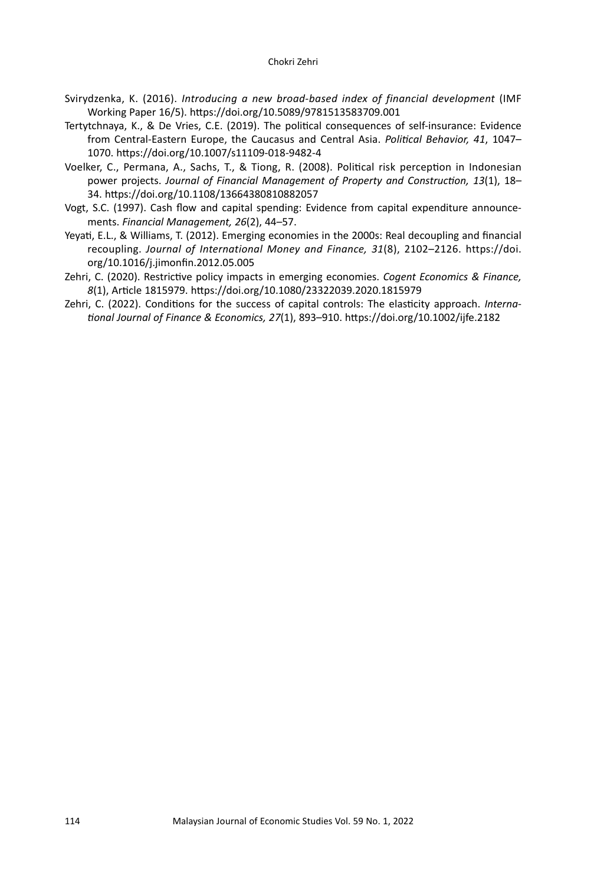Svirydzenka, K. (2016). *Introducing a new broad-based index of financial development* (IMF Working Paper 16/5). https://doi.org/10.5089/9781513583709.001

Tertytchnaya, K., & De Vries, C.E. (2019). The political consequences of self-insurance: Evidence from Central-Eastern Europe, the Caucasus and Central Asia. *Political Behavior, 41*, 1047–1070. https://doi.org/10.1007/s11109-018-9482-4

Voelker, C., Permana, A., Sachs, T., & Tiong, R. (2008). Political risk perception in Indonesian power projects. *Journal of Financial Management of Property and Construction, 13*(1), 18–34. https://doi.org/10.1108/13664380810882057

Vogt, S.C. (1997). Cash flow and capital spending: Evidence from capital expenditure announcements. *Financial Management, 26*(2), 44–57.

Yeyati, E.L., & Williams, T. (2012). Emerging economies in the 2000s: Real decoupling and financial recoupling. *Journal of International Money and Finance, 31*(8), 2102–2126. https://doi.org/10.1016/j.jimonfin.2012.05.005

Zehri, C. (2020). Restrictive policy impacts in emerging economies. *Cogent Economics & Finance, 8*(1), Article 1815979. https://doi.org/10.1080/23322039.2020.1815979

Zehri, C. (2022). Conditions for the success of capital controls: The elasticity approach. *International Journal of Finance & Economics, 27*(1), 893–910. https://doi.org/10.1002/ijfe.2182